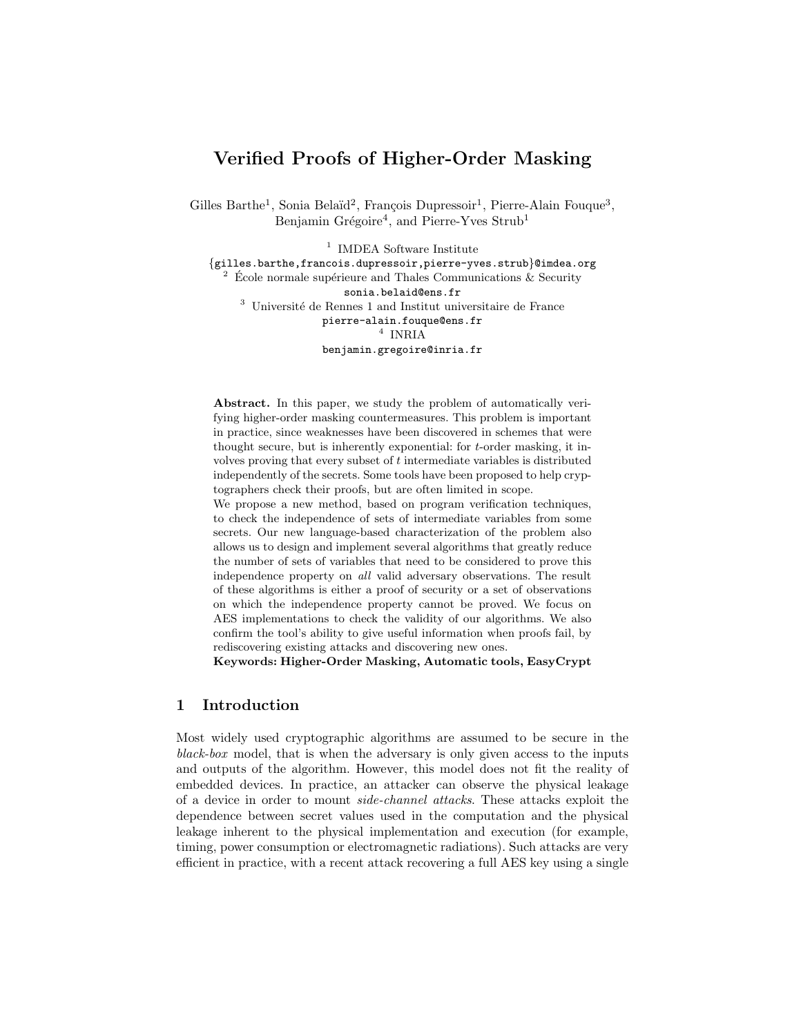# Verified Proofs of Higher-Order Masking

Gilles Barthe[1], Sonia Belaïd[2], François Dupressoir[1], Pierre-Alain Fouque[3], Benjamin Grégoire[4], and Pierre-Yves Strub[1]

[1] IMDEA Software Institute
{gilles.barthe,francois.dupressoir,pierre-yves.strub}@imdea.org
[2] École normale supérieure and Thales Communications & Security
sonia.belaid@ens.fr
[3] Université de Rennes 1 and Institut universitaire de France
pierre-alain.fouque@ens.fr
[4] INRIA
benjamin.gregoire@inria.fr

**Abstract.** In this paper, we study the problem of automatically verifying higher-order masking countermeasures. This problem is important in practice, since weaknesses have been discovered in schemes that were thought secure, but is inherently exponential: for $t$-order masking, it involves proving that every subset of $t$ intermediate variables is distributed independently of the secrets. Some tools have been proposed to help cryptographers check their proofs, but are often limited in scope.

We propose a new method, based on program verification techniques, to check the independence of sets of intermediate variables from some secrets. Our new language-based characterization of the problem also allows us to design and implement several algorithms that greatly reduce the number of sets of variables that need to be considered to prove this independence property on *all* valid adversary observations. The result of these algorithms is either a proof of security or a set of observations on which the independence property cannot be proved. We focus on AES implementations to check the validity of our algorithms. We also confirm the tool's ability to give useful information when proofs fail, by rediscovering existing attacks and discovering new ones.

**Keywords: Higher-Order Masking, Automatic tools, EasyCrypt**

## 1 Introduction

Most widely used cryptographic algorithms are assumed to be secure in the *black-box* model, that is when the adversary is only given access to the inputs and outputs of the algorithm. However, this model does not fit the reality of embedded devices. In practice, an attacker can observe the physical leakage of a device in order to mount *side-channel attacks*. These attacks exploit the dependence between secret values used in the computation and the physical leakage inherent to the physical implementation and execution (for example, timing, power consumption or electromagnetic radiations). Such attacks are very efficient in practice, with a recent attack recovering a full AES key using a single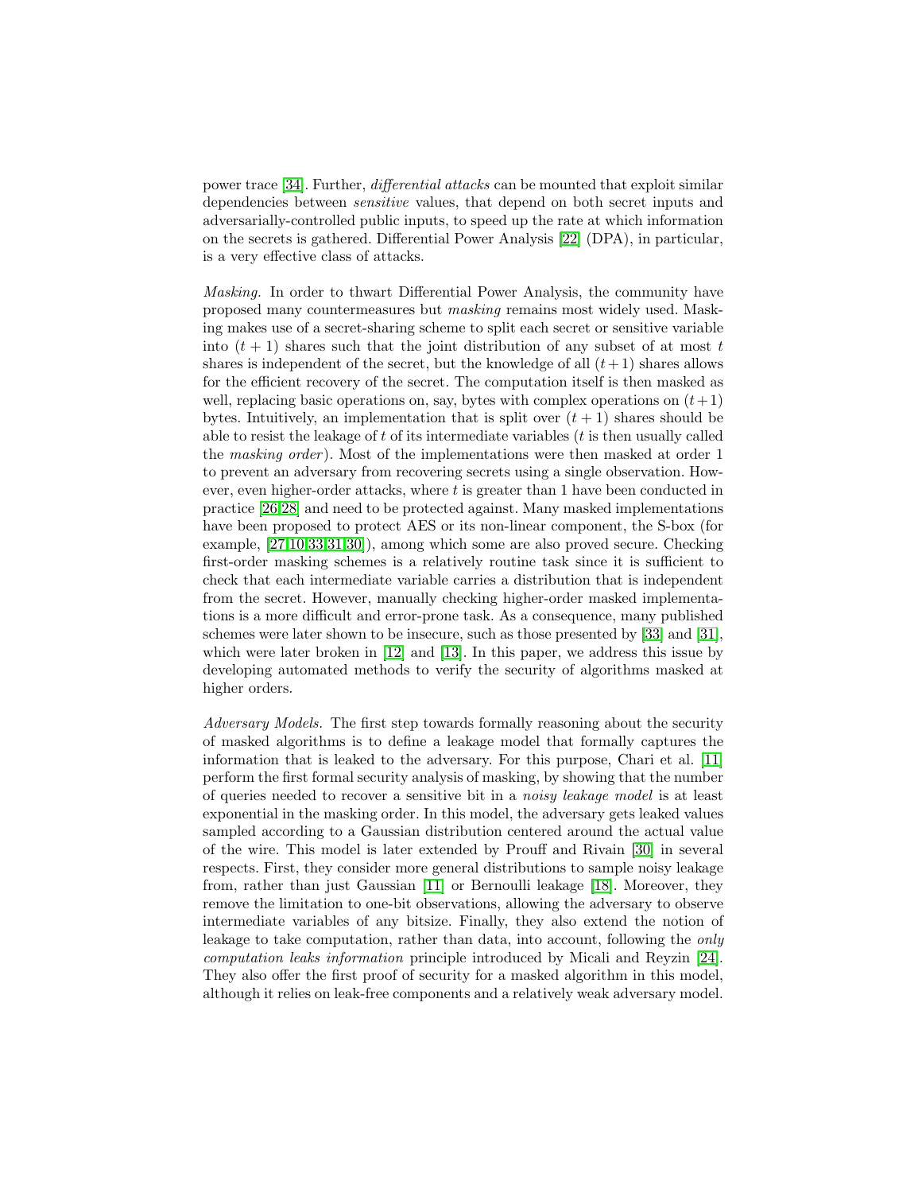power trace [34]. Further, *differential attacks* can be mounted that exploit similar dependencies between *sensitive* values, that depend on both secret inputs and adversarially-controlled public inputs, to speed up the rate at which information on the secrets is gathered. Differential Power Analysis [22] (DPA), in particular, is a very effective class of attacks.

*Masking.* In order to thwart Differential Power Analysis, the community have proposed many countermeasures but *masking* remains most widely used. Masking makes use of a secret-sharing scheme to split each secret or sensitive variable into $(t + 1)$ shares such that the joint distribution of any subset of at most $t$ shares is independent of the secret, but the knowledge of all $(t+1)$ shares allows for the efficient recovery of the secret. The computation itself is then masked as well, replacing basic operations on, say, bytes with complex operations on $(t+1)$ bytes. Intuitively, an implementation that is split over $(t + 1)$ shares should be able to resist the leakage of $t$ of its intermediate variables ($t$ is then usually called the *masking order*). Most of the implementations were then masked at order 1 to prevent an adversary from recovering secrets using a single observation. However, even higher-order attacks, where $t$ is greater than 1 have been conducted in practice [26,28] and need to be protected against. Many masked implementations have been proposed to protect AES or its non-linear component, the S-box (for example, [27,10,33,31,30]), among which some are also proved secure. Checking first-order masking schemes is a relatively routine task since it is sufficient to check that each intermediate variable carries a distribution that is independent from the secret. However, manually checking higher-order masked implementations is a more difficult and error-prone task. As a consequence, many published schemes were later shown to be insecure, such as those presented by [33] and [31], which were later broken in [12] and [13]. In this paper, we address this issue by developing automated methods to verify the security of algorithms masked at higher orders.

*Adversary Models.* The first step towards formally reasoning about the security of masked algorithms is to define a leakage model that formally captures the information that is leaked to the adversary. For this purpose, Chari et al. [11] perform the first formal security analysis of masking, by showing that the number of queries needed to recover a sensitive bit in a *noisy leakage model* is at least exponential in the masking order. In this model, the adversary gets leaked values sampled according to a Gaussian distribution centered around the actual value of the wire. This model is later extended by Prouff and Rivain [30] in several respects. First, they consider more general distributions to sample noisy leakage from, rather than just Gaussian [11] or Bernoulli leakage [18]. Moreover, they remove the limitation to one-bit observations, allowing the adversary to observe intermediate variables of any bitsize. Finally, they also extend the notion of leakage to take computation, rather than data, into account, following the *only computation leaks information* principle introduced by Micali and Reyzin [24]. They also offer the first proof of security for a masked algorithm in this model, although it relies on leak-free components and a relatively weak adversary model.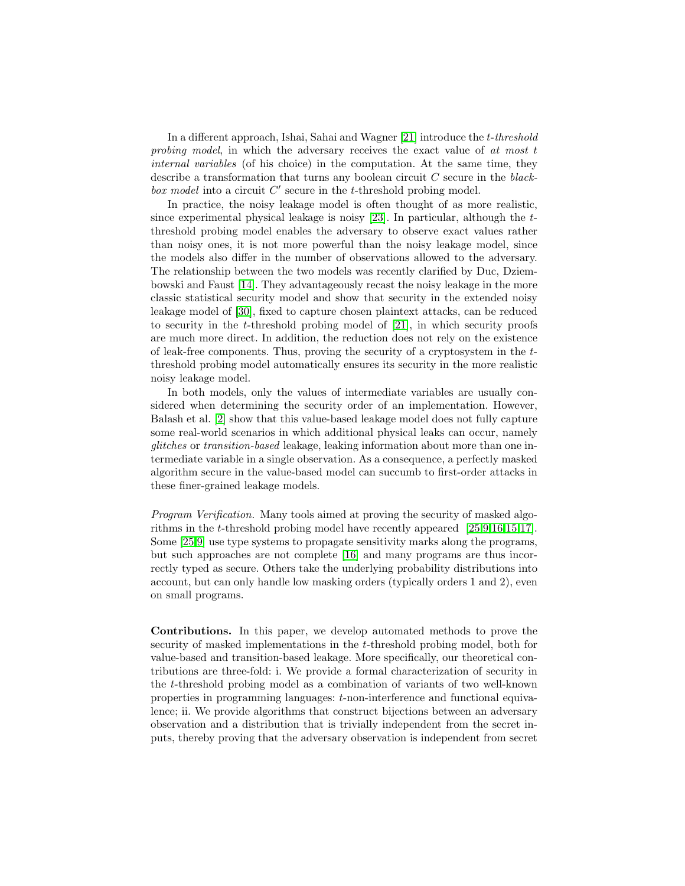In a different approach, Ishai, Sahai and Wagner [21] introduce the *t-threshold probing model*, in which the adversary receives the exact value of *at most t internal variables* (of his choice) in the computation. At the same time, they describe a transformation that turns any boolean circuit $C$ secure in the *black-box model* into a circuit $C'$ secure in the $t$-threshold probing model.

In practice, the noisy leakage model is often thought of as more realistic, since experimental physical leakage is noisy [23]. In particular, although the $t$-threshold probing model enables the adversary to observe exact values rather than noisy ones, it is not more powerful than the noisy leakage model, since the models also differ in the number of observations allowed to the adversary. The relationship between the two models was recently clarified by Duc, Dziembowski and Faust [14]. They advantageously recast the noisy leakage in the more classic statistical security model and show that security in the extended noisy leakage model of [30], fixed to capture chosen plaintext attacks, can be reduced to security in the $t$-threshold probing model of [21], in which security proofs are much more direct. In addition, the reduction does not rely on the existence of leak-free components. Thus, proving the security of a cryptosystem in the $t$-threshold probing model automatically ensures its security in the more realistic noisy leakage model.

In both models, only the values of intermediate variables are usually considered when determining the security order of an implementation. However, Balash et al. [2] show that this value-based leakage model does not fully capture some real-world scenarios in which additional physical leaks can occur, namely *glitches* or *transition-based* leakage, leaking information about more than one intermediate variable in a single observation. As a consequence, a perfectly masked algorithm secure in the value-based model can succumb to first-order attacks in these finer-grained leakage models.

*Program Verification.* Many tools aimed at proving the security of masked algorithms in the $t$-threshold probing model have recently appeared [25,9,16,15,17]. Some [25,9] use type systems to propagate sensitivity marks along the programs, but such approaches are not complete [16] and many programs are thus incorrectly typed as secure. Others take the underlying probability distributions into account, but can only handle low masking orders (typically orders 1 and 2), even on small programs.

**Contributions.** In this paper, we develop automated methods to prove the security of masked implementations in the $t$-threshold probing model, both for value-based and transition-based leakage. More specifically, our theoretical contributions are three-fold: i. We provide a formal characterization of security in the $t$-threshold probing model as a combination of variants of two well-known properties in programming languages: $t$-non-interference and functional equivalence; ii. We provide algorithms that construct bijections between an adversary observation and a distribution that is trivially independent from the secret inputs, thereby proving that the adversary observation is independent from secret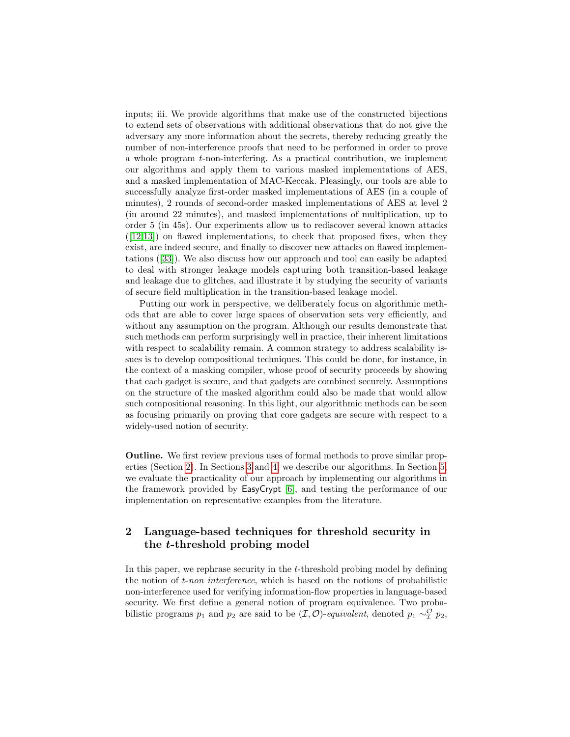inputs; iii. We provide algorithms that make use of the constructed bijections to extend sets of observations with additional observations that do not give the adversary any more information about the secrets, thereby reducing greatly the number of non-interference proofs that need to be performed in order to prove a whole program $t$-non-interfering. As a practical contribution, we implement our algorithms and apply them to various masked implementations of AES, and a masked implementation of MAC-Keccak. Pleasingly, our tools are able to successfully analyze first-order masked implementations of AES (in a couple of minutes), 2 rounds of second-order masked implementations of AES at level 2 (in around 22 minutes), and masked implementations of multiplication, up to order 5 (in 45s). Our experiments allow us to rediscover several known attacks ([12,13]) on flawed implementations, to check that proposed fixes, when they exist, are indeed secure, and finally to discover new attacks on flawed implementations ([33]). We also discuss how our approach and tool can easily be adapted to deal with stronger leakage models capturing both transition-based leakage and leakage due to glitches, and illustrate it by studying the security of variants of secure field multiplication in the transition-based leakage model.

Putting our work in perspective, we deliberately focus on algorithmic methods that are able to cover large spaces of observation sets very efficiently, and without any assumption on the program. Although our results demonstrate that such methods can perform surprisingly well in practice, their inherent limitations with respect to scalability remain. A common strategy to address scalability issues is to develop compositional techniques. This could be done, for instance, in the context of a masking compiler, whose proof of security proceeds by showing that each gadget is secure, and that gadgets are combined securely. Assumptions on the structure of the masked algorithm could also be made that would allow such compositional reasoning. In this light, our algorithmic methods can be seen as focusing primarily on proving that core gadgets are secure with respect to a widely-used notion of security.

**Outline.** We first review previous uses of formal methods to prove similar properties (Section 2). In Sections 3 and 4, we describe our algorithms. In Section 5, we evaluate the practicality of our approach by implementing our algorithms in the framework provided by EasyCrypt [6], and testing the performance of our implementation on representative examples from the literature.

## 2 Language-based techniques for threshold security in the $t$-threshold probing model

In this paper, we rephrase security in the $t$-threshold probing model by defining the notion of *$t$-non interference*, which is based on the notions of probabilistic non-interference used for verifying information-flow properties in language-based security. We first define a general notion of program equivalence. Two probabilistic programs $p_1$ and $p_2$ are said to be $(\mathcal{I}, \mathcal{O})$-*equivalent*, denoted $p_1 \sim_{\mathcal{I}}^{\mathcal{O}} p_2$,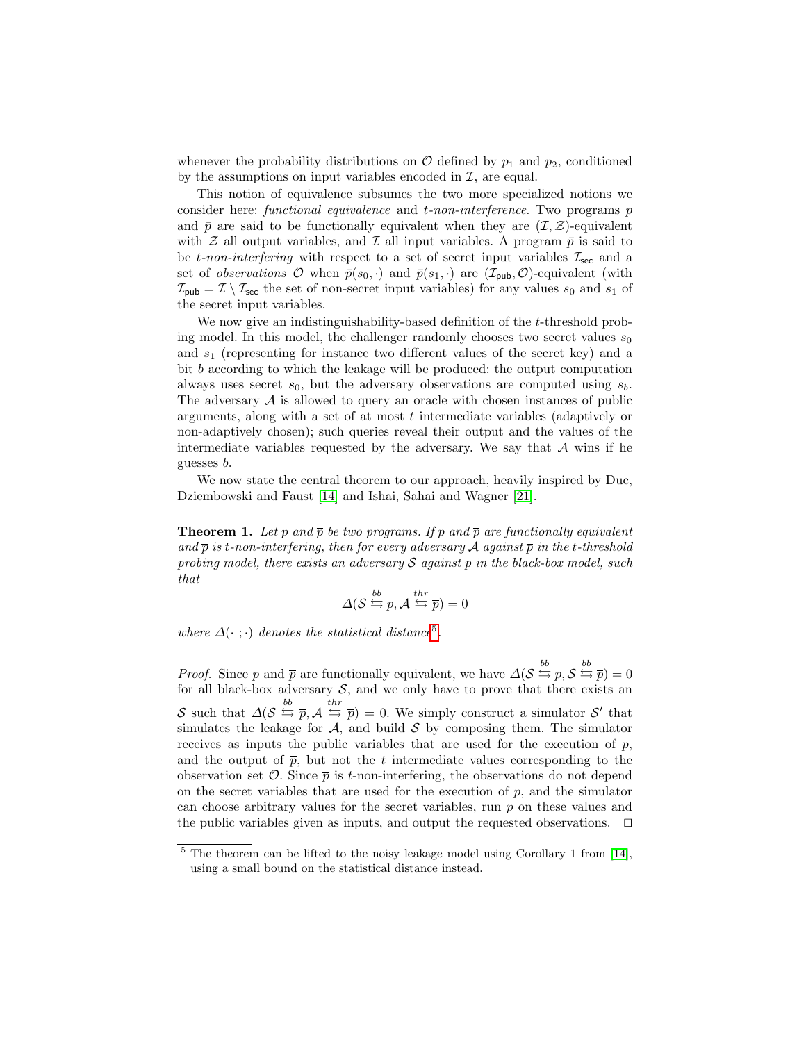whenever the probability distributions on $\mathcal{O}$ defined by $p_1$ and $p_2$, conditioned by the assumptions on input variables encoded in $\mathcal{I}$, are equal.

This notion of equivalence subsumes the two more specialized notions we consider here: *functional equivalence* and *t-non-interference*. Two programs $p$ and $\bar{p}$ are said to be functionally equivalent when they are $(\mathcal{I}, \mathcal{Z})$-equivalent with $\mathcal{Z}$ all output variables, and $\mathcal{I}$ all input variables. A program $\bar{p}$ is said to be *t-non-interfering* with respect to a set of secret input variables $\mathcal{I}_{\mathsf{sec}}$ and a set of *observations* $\mathcal{O}$ when $\bar{p}(s_0, \cdot)$ and $\bar{p}(s_1, \cdot)$ are $(\mathcal{I}_{\mathsf{pub}}, \mathcal{O})$-equivalent (with $\mathcal{I}_{\mathsf{pub}} = \mathcal{I} \setminus \mathcal{I}_{\mathsf{sec}}$ the set of non-secret input variables) for any values $s_0$ and $s_1$ of the secret input variables.

We now give an indistinguishability-based definition of the $t$-threshold probing model. In this model, the challenger randomly chooses two secret values $s_0$ and $s_1$ (representing for instance two different values of the secret key) and a bit $b$ according to which the leakage will be produced: the output computation always uses secret $s_0$, but the adversary observations are computed using $s_b$. The adversary $\mathcal{A}$ is allowed to query an oracle with chosen instances of public arguments, along with a set of at most $t$ intermediate variables (adaptively or non-adaptively chosen); such queries reveal their output and the values of the intermediate variables requested by the adversary. We say that $\mathcal{A}$ wins if he guesses $b$.

We now state the central theorem to our approach, heavily inspired by Duc, Dziembowski and Faust [14] and Ishai, Sahai and Wagner [21].

**Theorem 1.** *Let $p$ and $\overline{p}$ be two programs. If $p$ and $\overline{p}$ are functionally equivalent and $\overline{p}$ is $t$-non-interfering, then for every adversary $\mathcal{A}$ against $\overline{p}$ in the $t$-threshold probing model, there exists an adversary $\mathcal{S}$ against $p$ in the black-box model, such that*

$$\Delta(\mathcal{S} \stackrel{bb}{\leftrightarrows} p, \mathcal{A} \stackrel{thr}{\leftrightarrows} \overline{p}) = 0$$

*where $\Delta(\cdot\ ;\cdot)$ denotes the statistical distance*[5].

*Proof.* Since $p$ and $\overline{p}$ are functionally equivalent, we have $\Delta(\mathcal{S} \stackrel{bb}{\leftrightarrows} p, \mathcal{S} \stackrel{bb}{\leftrightarrows} \overline{p}) = 0$ for all black-box adversary $\mathcal{S}$, and we only have to prove that there exists an $\mathcal{S}$ such that $\Delta(\mathcal{S} \stackrel{bb}{\leftrightarrows} \overline{p}, \mathcal{A} \stackrel{thr}{\leftrightarrows} \overline{p}) = 0$. We simply construct a simulator $\mathcal{S}'$ that simulates the leakage for $\mathcal{A}$, and build $\mathcal{S}$ by composing them. The simulator receives as inputs the public variables that are used for the execution of $\overline{p}$, and the output of $\overline{p}$, but not the $t$ intermediate values corresponding to the observation set $\mathcal{O}$. Since $\overline{p}$ is $t$-non-interfering, the observations do not depend on the secret variables that are used for the execution of $\overline{p}$, and the simulator can choose arbitrary values for the secret variables, run $\overline{p}$ on these values and the public variables given as inputs, and output the requested observations. ◻

[5] The theorem can be lifted to the noisy leakage model using Corollary 1 from [14], using a small bound on the statistical distance instead.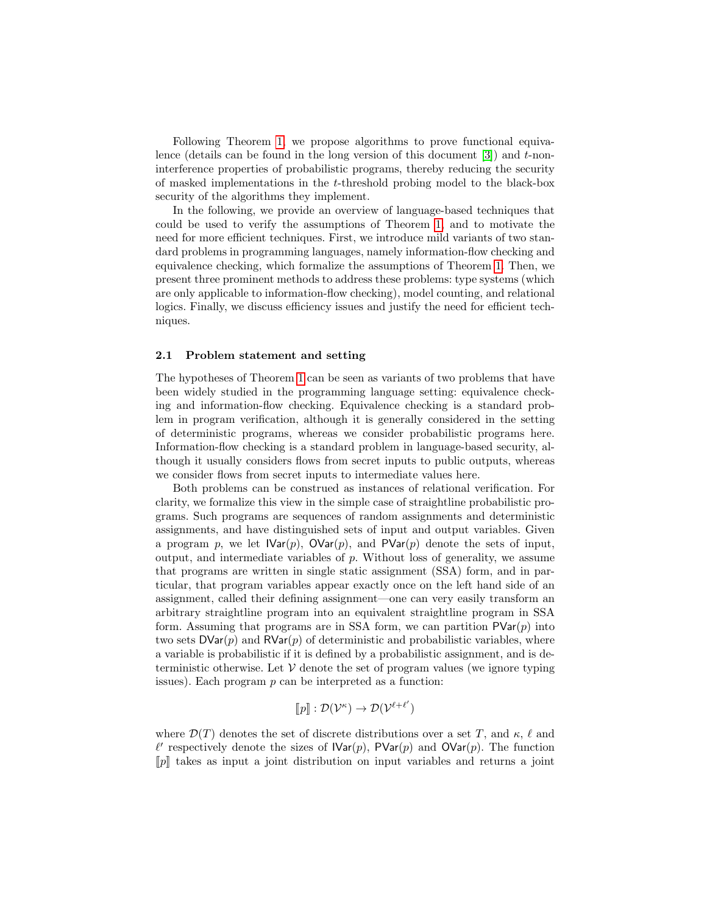Following Theorem 1, we propose algorithms to prove functional equivalence (details can be found in the long version of this document [3]) and $t$-non-interference properties of probabilistic programs, thereby reducing the security of masked implementations in the $t$-threshold probing model to the black-box security of the algorithms they implement.

In the following, we provide an overview of language-based techniques that could be used to verify the assumptions of Theorem 1, and to motivate the need for more efficient techniques. First, we introduce mild variants of two standard problems in programming languages, namely information-flow checking and equivalence checking, which formalize the assumptions of Theorem 1. Then, we present three prominent methods to address these problems: type systems (which are only applicable to information-flow checking), model counting, and relational logics. Finally, we discuss efficiency issues and justify the need for efficient techniques.

### 2.1 Problem statement and setting

The hypotheses of Theorem 1 can be seen as variants of two problems that have been widely studied in the programming language setting: equivalence checking and information-flow checking. Equivalence checking is a standard problem in program verification, although it is generally considered in the setting of deterministic programs, whereas we consider probabilistic programs here. Information-flow checking is a standard problem in language-based security, although it usually considers flows from secret inputs to public outputs, whereas we consider flows from secret inputs to intermediate values here.

Both problems can be construed as instances of relational verification. For clarity, we formalize this view in the simple case of straightline probabilistic programs. Such programs are sequences of random assignments and deterministic assignments, and have distinguished sets of input and output variables. Given a program $p$, we let $\mathsf{IVar}(p)$, $\mathsf{OVar}(p)$, and $\mathsf{PVar}(p)$ denote the sets of input, output, and intermediate variables of $p$. Without loss of generality, we assume that programs are written in single static assignment (SSA) form, and in particular, that program variables appear exactly once on the left hand side of an assignment, called their defining assignment—one can very easily transform an arbitrary straightline program into an equivalent straightline program in SSA form. Assuming that programs are in SSA form, we can partition $\mathsf{PVar}(p)$ into two sets $\mathsf{DVar}(p)$ and $\mathsf{RVar}(p)$ of deterministic and probabilistic variables, where a variable is probabilistic if it is defined by a probabilistic assignment, and is deterministic otherwise. Let $\mathcal{V}$ denote the set of program values (we ignore typing issues). Each program $p$ can be interpreted as a function:

$$[\![p]\!] : \mathcal{D}(\mathcal{V}^{\kappa}) \to \mathcal{D}(\mathcal{V}^{\ell+\ell'})$$

where $\mathcal{D}(T)$ denotes the set of discrete distributions over a set $T$, and $\kappa$, $\ell$ and $\ell'$ respectively denote the sizes of $\mathsf{IVar}(p)$, $\mathsf{PVar}(p)$ and $\mathsf{OVar}(p)$. The function $[\![p]\!]$ takes as input a joint distribution on input variables and returns a joint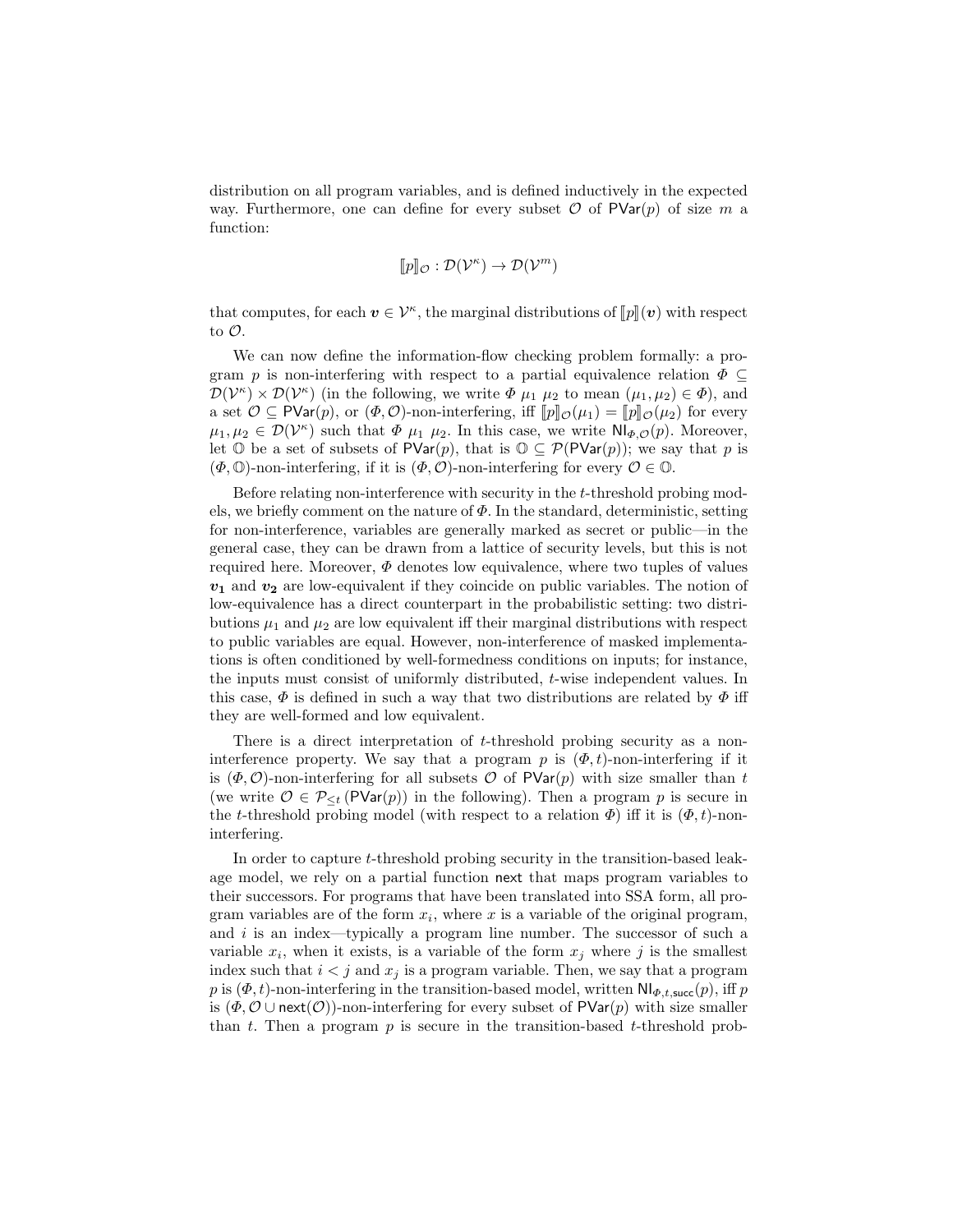distribution on all program variables, and is defined inductively in the expected way. Furthermore, one can define for every subset $\mathcal{O}$ of $\mathsf{PVar}(p)$ of size $m$ a function:

$$[\![p]\!]_{\mathcal{O}} : \mathcal{D}(\mathcal{V}^{\kappa}) \to \mathcal{D}(\mathcal{V}^{m})$$

that computes, for each $\boldsymbol{v} \in \mathcal{V}^{\kappa}$, the marginal distributions of $[\![p]\!](\boldsymbol{v})$ with respect to $\mathcal{O}$.

We can now define the information-flow checking problem formally: a program $p$ is non-interfering with respect to a partial equivalence relation $\Phi \subseteq \mathcal{D}(\mathcal{V}^{\kappa}) \times \mathcal{D}(\mathcal{V}^{\kappa})$ (in the following, we write $\Phi\ \mu_1\ \mu_2$ to mean $(\mu_1, \mu_2) \in \Phi$), and a set $\mathcal{O} \subseteq \mathsf{PVar}(p)$, or $(\Phi, \mathcal{O})$-non-interfering, iff $[\![p]\!]_{\mathcal{O}}(\mu_1) = [\![p]\!]_{\mathcal{O}}(\mu_2)$ for every $\mu_1, \mu_2 \in \mathcal{D}(\mathcal{V}^{\kappa})$ such that $\Phi\ \mu_1\ \mu_2$. In this case, we write $\mathsf{NI}_{\Phi,\mathcal{O}}(p)$. Moreover, let $\mathbb{O}$ be a set of subsets of $\mathsf{PVar}(p)$, that is $\mathbb{O} \subseteq \mathcal{P}(\mathsf{PVar}(p))$; we say that $p$ is $(\Phi, \mathbb{O})$-non-interfering, if it is $(\Phi, \mathcal{O})$-non-interfering for every $\mathcal{O} \in \mathbb{O}$.

Before relating non-interference with security in the $t$-threshold probing models, we briefly comment on the nature of $\Phi$. In the standard, deterministic, setting for non-interference, variables are generally marked as secret or public—in the general case, they can be drawn from a lattice of security levels, but this is not required here. Moreover, $\Phi$ denotes low equivalence, where two tuples of values $\boldsymbol{v_1}$ and $\boldsymbol{v_2}$ are low-equivalent if they coincide on public variables. The notion of low-equivalence has a direct counterpart in the probabilistic setting: two distributions $\mu_1$ and $\mu_2$ are low equivalent iff their marginal distributions with respect to public variables are equal. However, non-interference of masked implementations is often conditioned by well-formedness conditions on inputs; for instance, the inputs must consist of uniformly distributed, $t$-wise independent values. In this case, $\Phi$ is defined in such a way that two distributions are related by $\Phi$ iff they are well-formed and low equivalent.

There is a direct interpretation of $t$-threshold probing security as a non-interference property. We say that a program $p$ is $(\Phi, t)$-non-interfering if it is $(\Phi, \mathcal{O})$-non-interfering for all subsets $\mathcal{O}$ of $\mathsf{PVar}(p)$ with size smaller than $t$ (we write $\mathcal{O} \in \mathcal{P}_{\leq t}(\mathsf{PVar}(p))$ in the following). Then a program $p$ is secure in the $t$-threshold probing model (with respect to a relation $\Phi$) iff it is $(\Phi, t)$-non-interfering.

In order to capture $t$-threshold probing security in the transition-based leakage model, we rely on a partial function $\mathsf{next}$ that maps program variables to their successors. For programs that have been translated into SSA form, all program variables are of the form $x_i$, where $x$ is a variable of the original program, and $i$ is an index—typically a program line number. The successor of such a variable $x_i$, when it exists, is a variable of the form $x_j$ where $j$ is the smallest index such that $i < j$ and $x_j$ is a program variable. Then, we say that a program $p$ is $(\Phi, t)$-non-interfering in the transition-based model, written $\mathsf{NI}_{\Phi,t,\mathsf{succ}}(p)$, iff $p$ is $(\Phi, \mathcal{O} \cup \mathsf{next}(\mathcal{O}))$-non-interfering for every subset of $\mathsf{PVar}(p)$ with size smaller than $t$. Then a program $p$ is secure in the transition-based $t$-threshold prob-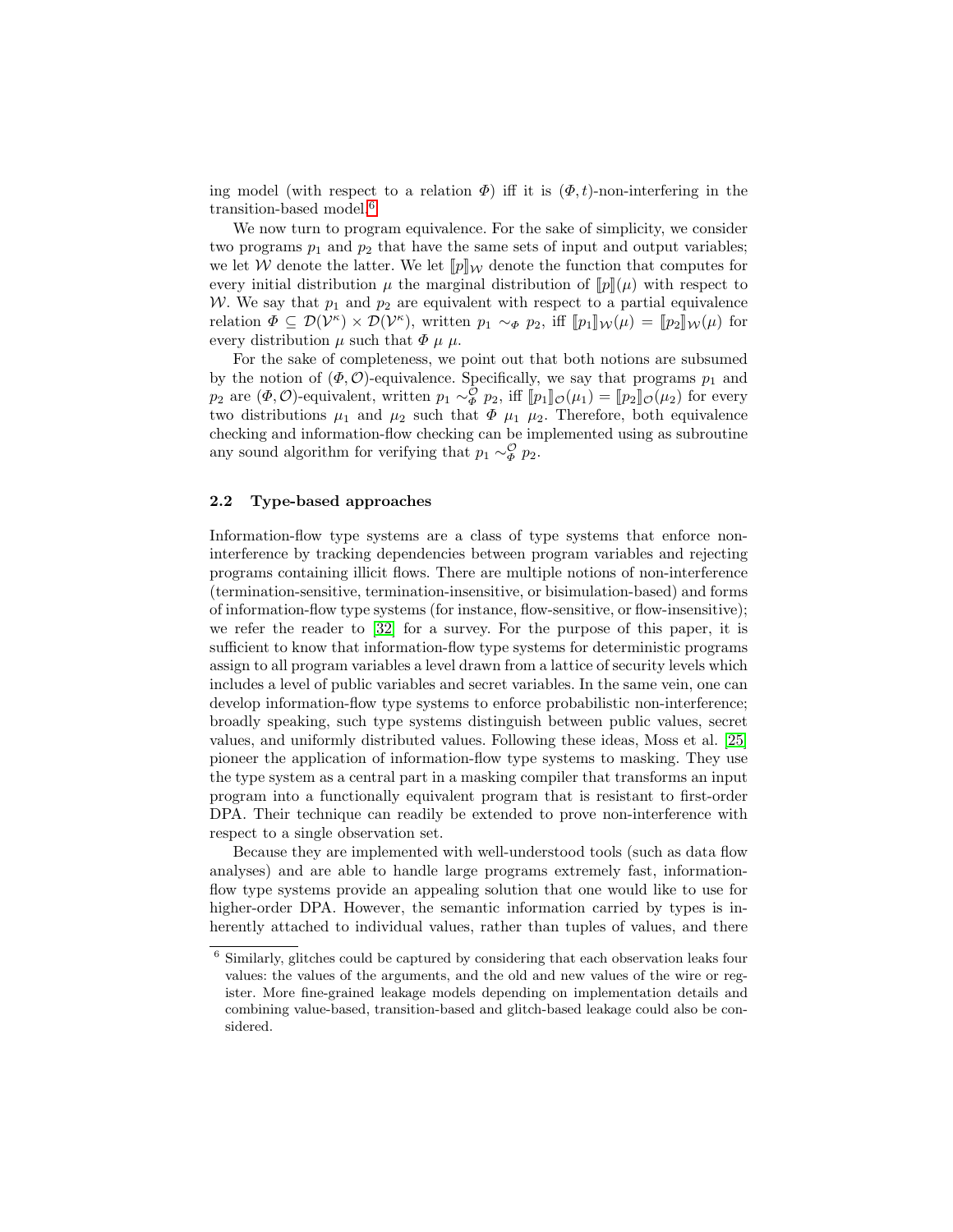ing model (with respect to a relation $\Phi$) iff it is $(\Phi, t)$-non-interfering in the transition-based model.[6]

We now turn to program equivalence. For the sake of simplicity, we consider two programs $p_1$ and $p_2$ that have the same sets of input and output variables; we let $\mathcal{W}$ denote the latter. We let $[\![p]\!]_{\mathcal{W}}$ denote the function that computes for every initial distribution $\mu$ the marginal distribution of $[\![p]\!](\mu)$ with respect to $\mathcal{W}$. We say that $p_1$ and $p_2$ are equivalent with respect to a partial equivalence relation $\Phi \subseteq \mathcal{D}(\mathcal{V}^\kappa) \times \mathcal{D}(\mathcal{V}^\kappa)$, written $p_1 \sim_\Phi p_2$, iff $[\![p_1]\!]_{\mathcal{W}}(\mu) = [\![p_2]\!]_{\mathcal{W}}(\mu)$ for every distribution $\mu$ such that $\Phi\ \mu\ \mu$.

For the sake of completeness, we point out that both notions are subsumed by the notion of $(\Phi, \mathcal{O})$-equivalence. Specifically, we say that programs $p_1$ and $p_2$ are $(\Phi, \mathcal{O})$-equivalent, written $p_1 \sim_\Phi^{\mathcal{O}} p_2$, iff $[\![p_1]\!]_{\mathcal{O}}(\mu_1) = [\![p_2]\!]_{\mathcal{O}}(\mu_2)$ for every two distributions $\mu_1$ and $\mu_2$ such that $\Phi\ \mu_1\ \mu_2$. Therefore, both equivalence checking and information-flow checking can be implemented using as subroutine any sound algorithm for verifying that $p_1 \sim_\Phi^{\mathcal{O}} p_2$.

### 2.2 Type-based approaches

Information-flow type systems are a class of type systems that enforce non-interference by tracking dependencies between program variables and rejecting programs containing illicit flows. There are multiple notions of non-interference (termination-sensitive, termination-insensitive, or bisimulation-based) and forms of information-flow type systems (for instance, flow-sensitive, or flow-insensitive); we refer the reader to [32] for a survey. For the purpose of this paper, it is sufficient to know that information-flow type systems for deterministic programs assign to all program variables a level drawn from a lattice of security levels which includes a level of public variables and secret variables. In the same vein, one can develop information-flow type systems to enforce probabilistic non-interference; broadly speaking, such type systems distinguish between public values, secret values, and uniformly distributed values. Following these ideas, Moss et al. [25] pioneer the application of information-flow type systems to masking. They use the type system as a central part in a masking compiler that transforms an input program into a functionally equivalent program that is resistant to first-order DPA. Their technique can readily be extended to prove non-interference with respect to a single observation set.

Because they are implemented with well-understood tools (such as data flow analyses) and are able to handle large programs extremely fast, information-flow type systems provide an appealing solution that one would like to use for higher-order DPA. However, the semantic information carried by types is inherently attached to individual values, rather than tuples of values, and there

[6] Similarly, glitches could be captured by considering that each observation leaks four values: the values of the arguments, and the old and new values of the wire or register. More fine-grained leakage models depending on implementation details and combining value-based, transition-based and glitch-based leakage could also be considered.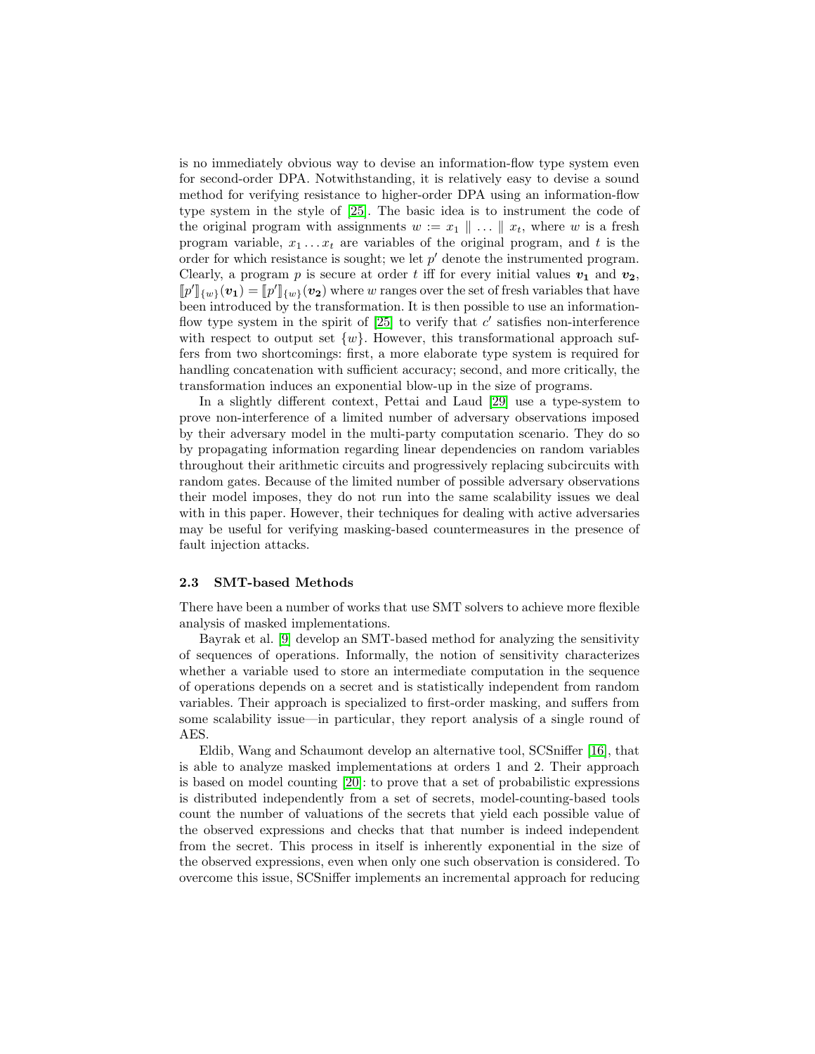is no immediately obvious way to devise an information-flow type system even for second-order DPA. Notwithstanding, it is relatively easy to devise a sound method for verifying resistance to higher-order DPA using an information-flow type system in the style of [25]. The basic idea is to instrument the code of the original program with assignments $w := x_1 \parallel \ldots \parallel x_t$, where $w$ is a fresh program variable, $x_1 \ldots x_t$ are variables of the original program, and $t$ is the order for which resistance is sought; we let $p'$ denote the instrumented program. Clearly, a program $p$ is secure at order $t$ iff for every initial values $\boldsymbol{v_1}$ and $\boldsymbol{v_2}$, $[\![p']\!]_{\{w\}}(\boldsymbol{v_1}) = [\![p']\!]_{\{w\}}(\boldsymbol{v_2})$ where $w$ ranges over the set of fresh variables that have been introduced by the transformation. It is then possible to use an information-flow type system in the spirit of [25] to verify that $c'$ satisfies non-interference with respect to output set $\{w\}$. However, this transformational approach suffers from two shortcomings: first, a more elaborate type system is required for handling concatenation with sufficient accuracy; second, and more critically, the transformation induces an exponential blow-up in the size of programs.

In a slightly different context, Pettai and Laud [29] use a type-system to prove non-interference of a limited number of adversary observations imposed by their adversary model in the multi-party computation scenario. They do so by propagating information regarding linear dependencies on random variables throughout their arithmetic circuits and progressively replacing subcircuits with random gates. Because of the limited number of possible adversary observations their model imposes, they do not run into the same scalability issues we deal with in this paper. However, their techniques for dealing with active adversaries may be useful for verifying masking-based countermeasures in the presence of fault injection attacks.

### 2.3 SMT-based Methods

There have been a number of works that use SMT solvers to achieve more flexible analysis of masked implementations.

Bayrak et al. [9] develop an SMT-based method for analyzing the sensitivity of sequences of operations. Informally, the notion of sensitivity characterizes whether a variable used to store an intermediate computation in the sequence of operations depends on a secret and is statistically independent from random variables. Their approach is specialized to first-order masking, and suffers from some scalability issue—in particular, they report analysis of a single round of AES.

Eldib, Wang and Schaumont develop an alternative tool, SCSniffer [16], that is able to analyze masked implementations at orders 1 and 2. Their approach is based on model counting [20]: to prove that a set of probabilistic expressions is distributed independently from a set of secrets, model-counting-based tools count the number of valuations of the secrets that yield each possible value of the observed expressions and checks that that number is indeed independent from the secret. This process in itself is inherently exponential in the size of the observed expressions, even when only one such observation is considered. To overcome this issue, SCSniffer implements an incremental approach for reducing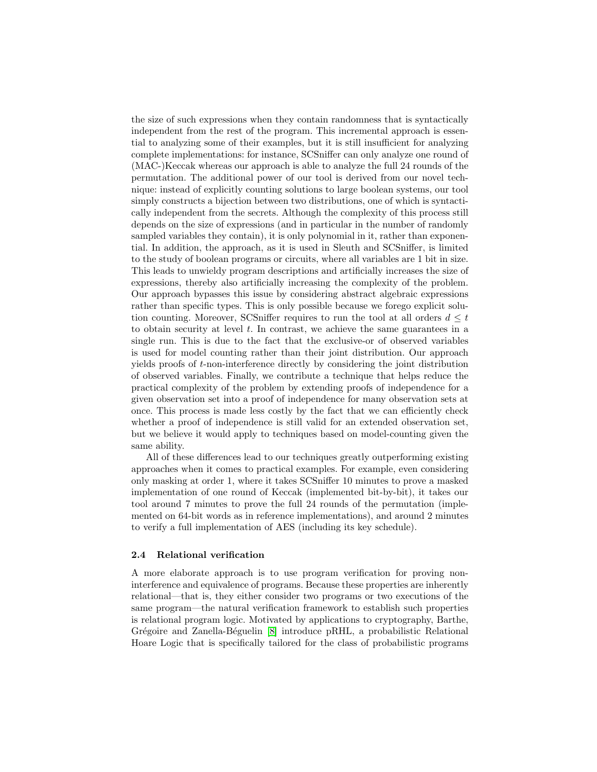the size of such expressions when they contain randomness that is syntactically independent from the rest of the program. This incremental approach is essential to analyzing some of their examples, but it is still insufficient for analyzing complete implementations: for instance, SCSniffer can only analyze one round of (MAC-)Keccak whereas our approach is able to analyze the full 24 rounds of the permutation. The additional power of our tool is derived from our novel technique: instead of explicitly counting solutions to large boolean systems, our tool simply constructs a bijection between two distributions, one of which is syntactically independent from the secrets. Although the complexity of this process still depends on the size of expressions (and in particular in the number of randomly sampled variables they contain), it is only polynomial in it, rather than exponential. In addition, the approach, as it is used in Sleuth and SCSniffer, is limited to the study of boolean programs or circuits, where all variables are 1 bit in size. This leads to unwieldy program descriptions and artificially increases the size of expressions, thereby also artificially increasing the complexity of the problem. Our approach bypasses this issue by considering abstract algebraic expressions rather than specific types. This is only possible because we forego explicit solution counting. Moreover, SCSniffer requires to run the tool at all orders $d \leq t$ to obtain security at level $t$. In contrast, we achieve the same guarantees in a single run. This is due to the fact that the exclusive-or of observed variables is used for model counting rather than their joint distribution. Our approach yields proofs of $t$-non-interference directly by considering the joint distribution of observed variables. Finally, we contribute a technique that helps reduce the practical complexity of the problem by extending proofs of independence for a given observation set into a proof of independence for many observation sets at once. This process is made less costly by the fact that we can efficiently check whether a proof of independence is still valid for an extended observation set, but we believe it would apply to techniques based on model-counting given the same ability.

All of these differences lead to our techniques greatly outperforming existing approaches when it comes to practical examples. For example, even considering only masking at order 1, where it takes SCSniffer 10 minutes to prove a masked implementation of one round of Keccak (implemented bit-by-bit), it takes our tool around 7 minutes to prove the full 24 rounds of the permutation (implemented on 64-bit words as in reference implementations), and around 2 minutes to verify a full implementation of AES (including its key schedule).

### 2.4 Relational verification

A more elaborate approach is to use program verification for proving non-interference and equivalence of programs. Because these properties are inherently relational—that is, they either consider two programs or two executions of the same program—the natural verification framework to establish such properties is relational program logic. Motivated by applications to cryptography, Barthe, Grégoire and Zanella-Béguelin [8] introduce pRHL, a probabilistic Relational Hoare Logic that is specifically tailored for the class of probabilistic programs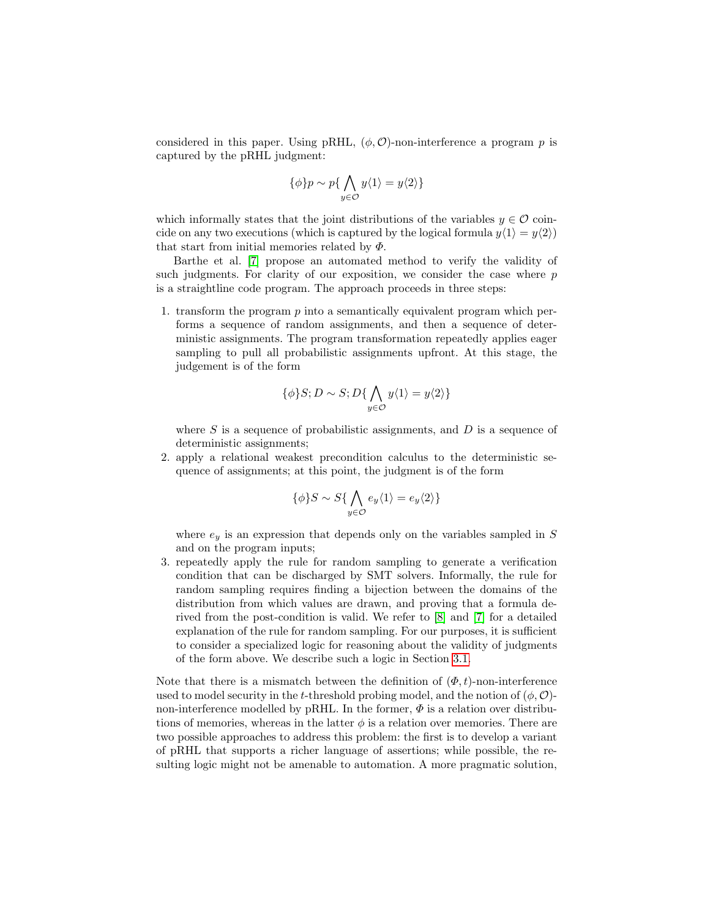considered in this paper. Using pRHL, $(\phi, \mathcal{O})$-non-interference a program $p$ is captured by the pRHL judgment:

$$\{\phi\}p \sim p\{\bigwedge_{y \in \mathcal{O}} y\langle 1\rangle = y\langle 2\rangle\}$$

which informally states that the joint distributions of the variables $y \in \mathcal{O}$ coincide on any two executions (which is captured by the logical formula $y\langle 1\rangle = y\langle 2\rangle$) that start from initial memories related by $\Phi$.

Barthe et al. [7] propose an automated method to verify the validity of such judgments. For clarity of our exposition, we consider the case where $p$ is a straightline code program. The approach proceeds in three steps:

1. transform the program $p$ into a semantically equivalent program which performs a sequence of random assignments, and then a sequence of deterministic assignments. The program transformation repeatedly applies eager sampling to pull all probabilistic assignments upfront. At this stage, the judgement is of the form

$$\{\phi\}S; D \sim S; D\{\bigwedge_{y \in \mathcal{O}} y\langle 1\rangle = y\langle 2\rangle\}$$

   where $S$ is a sequence of probabilistic assignments, and $D$ is a sequence of deterministic assignments;
2. apply a relational weakest precondition calculus to the deterministic sequence of assignments; at this point, the judgment is of the form

$$\{\phi\}S \sim S\{\bigwedge_{y \in \mathcal{O}} e_y\langle 1\rangle = e_y\langle 2\rangle\}$$

   where $e_y$ is an expression that depends only on the variables sampled in $S$ and on the program inputs;
3. repeatedly apply the rule for random sampling to generate a verification condition that can be discharged by SMT solvers. Informally, the rule for random sampling requires finding a bijection between the domains of the distribution from which values are drawn, and proving that a formula derived from the post-condition is valid. We refer to [8] and [7] for a detailed explanation of the rule for random sampling. For our purposes, it is sufficient to consider a specialized logic for reasoning about the validity of judgments of the form above. We describe such a logic in Section 3.1.

Note that there is a mismatch between the definition of $(\Phi, t)$-non-interference used to model security in the $t$-threshold probing model, and the notion of $(\phi, \mathcal{O})$-non-interference modelled by pRHL. In the former, $\Phi$ is a relation over distributions of memories, whereas in the latter $\phi$ is a relation over memories. There are two possible approaches to address this problem: the first is to develop a variant of pRHL that supports a richer language of assertions; while possible, the resulting logic might not be amenable to automation. A more pragmatic solution,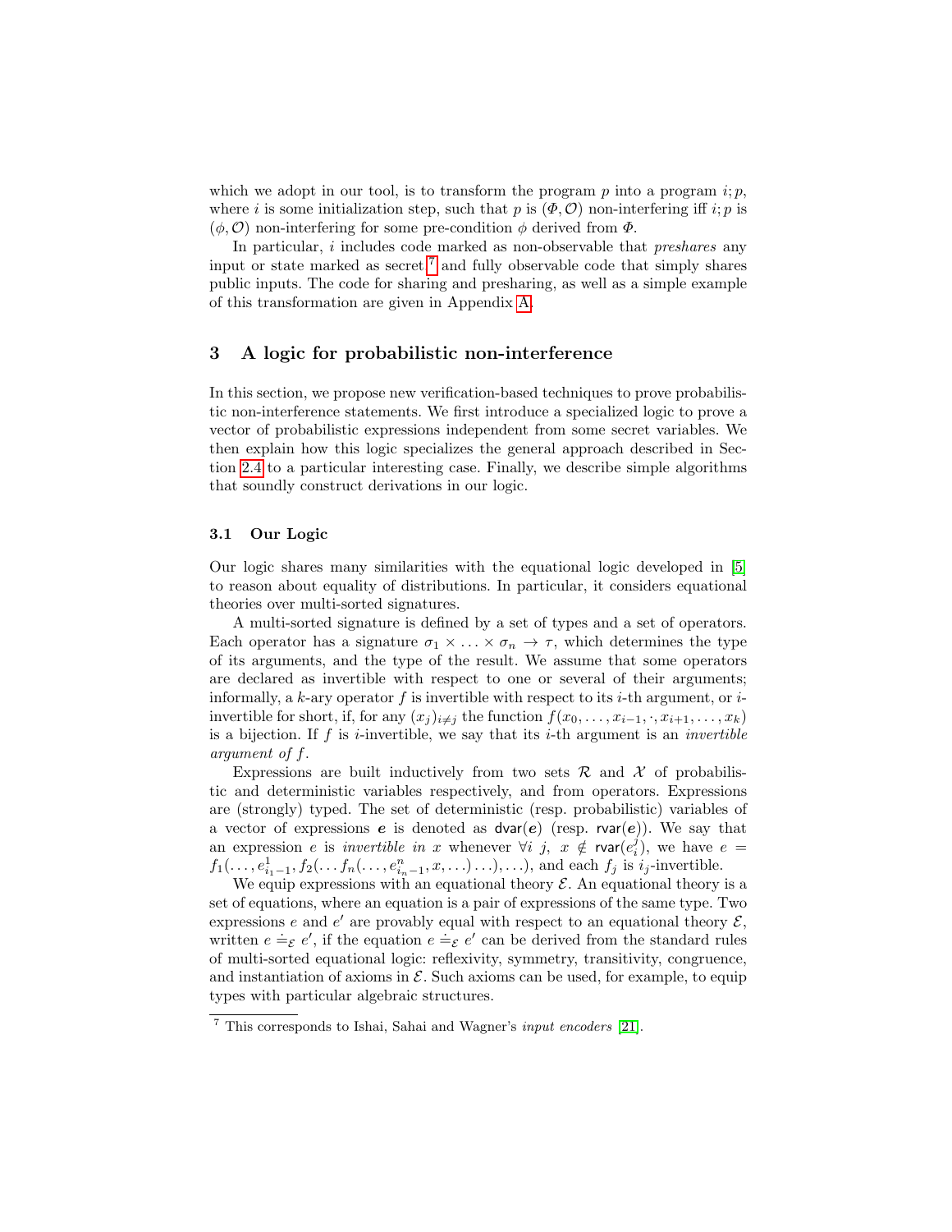which we adopt in our tool, is to transform the program $p$ into a program $i;p$, where $i$ is some initialization step, such that $p$ is $(\Phi, \mathcal{O})$ non-interfering iff $i;p$ is $(\phi, \mathcal{O})$ non-interfering for some pre-condition $\phi$ derived from $\Phi$.

In particular, $i$ includes code marked as non-observable that *preshares* any input or state marked as secret[7] and fully observable code that simply shares public inputs. The code for sharing and presharing, as well as a simple example of this transformation are given in Appendix A.

## 3 A logic for probabilistic non-interference

In this section, we propose new verification-based techniques to prove probabilistic non-interference statements. We first introduce a specialized logic to prove a vector of probabilistic expressions independent from some secret variables. We then explain how this logic specializes the general approach described in Section 2.4 to a particular interesting case. Finally, we describe simple algorithms that soundly construct derivations in our logic.

### 3.1 Our Logic

Our logic shares many similarities with the equational logic developed in [5] to reason about equality of distributions. In particular, it considers equational theories over multi-sorted signatures.

A multi-sorted signature is defined by a set of types and a set of operators. Each operator has a signature $\sigma_1 \times \ldots \times \sigma_n \rightarrow \tau$, which determines the type of its arguments, and the type of the result. We assume that some operators are declared as invertible with respect to one or several of their arguments; informally, a $k$-ary operator $f$ is invertible with respect to its $i$-th argument, or $i$-invertible for short, if, for any $(x_j)_{i \neq j}$ the function $f(x_0, \ldots, x_{i-1}, \cdot, x_{i+1}, \ldots, x_k)$ is a bijection. If $f$ is $i$-invertible, we say that its $i$-th argument is an *invertible argument of $f$*.

Expressions are built inductively from two sets $\mathcal{R}$ and $\mathcal{X}$ of probabilistic and deterministic variables respectively, and from operators. Expressions are (strongly) typed. The set of deterministic (resp. probabilistic) variables of a vector of expressions $\boldsymbol{e}$ is denoted as $\mathsf{dvar}(\boldsymbol{e})$ (resp. $\mathsf{rvar}(\boldsymbol{e})$). We say that an expression $e$ is *invertible in $x$* whenever $\forall i\ j,\ x \notin \mathsf{rvar}(e_i^j)$, we have $e = f_1(\ldots, e^1_{i_1-1}, f_2(\ldots f_n(\ldots, e^n_{i_n-1}, x, \ldots) \ldots), \ldots)$, and each $f_j$ is $i_j$-invertible.

We equip expressions with an equational theory $\mathcal{E}$. An equational theory is a set of equations, where an equation is a pair of expressions of the same type. Two expressions $e$ and $e'$ are provably equal with respect to an equational theory $\mathcal{E}$, written $e \doteq_{\mathcal{E}} e'$, if the equation $e \doteq_{\mathcal{E}} e'$ can be derived from the standard rules of multi-sorted equational logic: reflexivity, symmetry, transitivity, congruence, and instantiation of axioms in $\mathcal{E}$. Such axioms can be used, for example, to equip types with particular algebraic structures.

[7] This corresponds to Ishai, Sahai and Wagner's *input encoders* [21].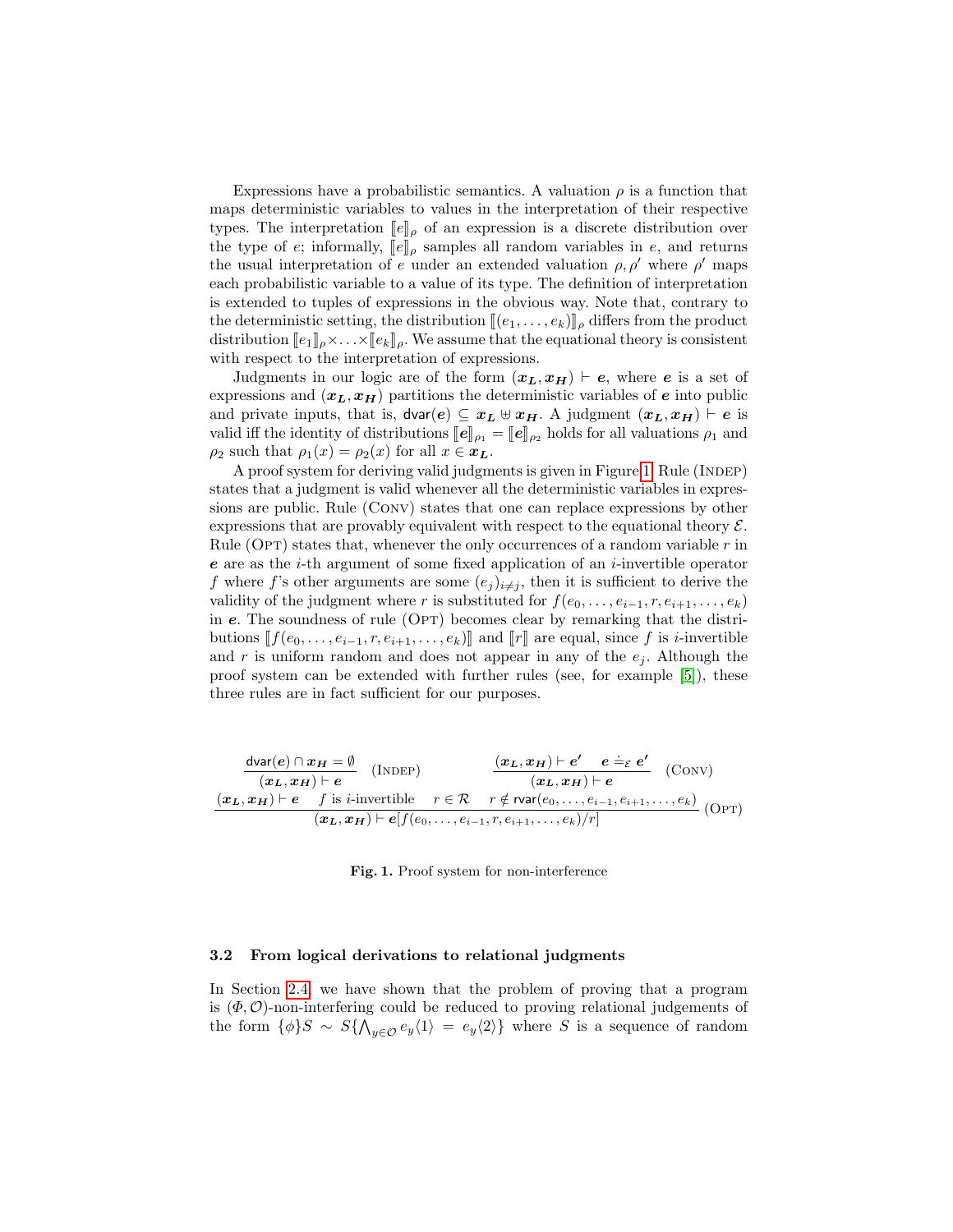Expressions have a probabilistic semantics. A valuation $\rho$ is a function that maps deterministic variables to values in the interpretation of their respective types. The interpretation $[\![e]\!]_\rho$ of an expression is a discrete distribution over the type of $e$; informally, $[\![e]\!]_\rho$ samples all random variables in $e$, and returns the usual interpretation of $e$ under an extended valuation $\rho, \rho'$ where $\rho'$ maps each probabilistic variable to a value of its type. The definition of interpretation is extended to tuples of expressions in the obvious way. Note that, contrary to the deterministic setting, the distribution $[\![(e_1, \ldots, e_k)]\!]_\rho$ differs from the product distribution $[\![e_1]\!]_\rho \times \ldots \times [\![e_k]\!]_\rho$. We assume that the equational theory is consistent with respect to the interpretation of expressions.

Judgments in our logic are of the form $(\boldsymbol{x_L}, \boldsymbol{x_H}) \vdash \boldsymbol{e}$, where $\boldsymbol{e}$ is a set of expressions and $(\boldsymbol{x_L}, \boldsymbol{x_H})$ partitions the deterministic variables of $\boldsymbol{e}$ into public and private inputs, that is, $\mathsf{dvar}(\boldsymbol{e}) \subseteq \boldsymbol{x_L} \uplus \boldsymbol{x_H}$. A judgment $(\boldsymbol{x_L}, \boldsymbol{x_H}) \vdash \boldsymbol{e}$ is valid iff the identity of distributions $[\![\boldsymbol{e}]\!]_{\rho_1} = [\![\boldsymbol{e}]\!]_{\rho_2}$ holds for all valuations $\rho_1$ and $\rho_2$ such that $\rho_1(x) = \rho_2(x)$ for all $x \in \boldsymbol{x_L}$.

A proof system for deriving valid judgments is given in Figure 1. Rule (Indep) states that a judgment is valid whenever all the deterministic variables in expressions are public. Rule (Conv) states that one can replace expressions by other expressions that are provably equivalent with respect to the equational theory $\mathcal{E}$. Rule (Opt) states that, whenever the only occurrences of a random variable $r$ in $\boldsymbol{e}$ are as the $i$-th argument of some fixed application of an $i$-invertible operator $f$ where $f$'s other arguments are some $(e_j)_{i \neq j}$, then it is sufficient to derive the validity of the judgment where $r$ is substituted for $f(e_0, \ldots, e_{i-1}, r, e_{i+1}, \ldots, e_k)$ in $\boldsymbol{e}$. The soundness of rule (Opt) becomes clear by remarking that the distributions $[\![f(e_0, \ldots, e_{i-1}, r, e_{i+1}, \ldots, e_k)]\!]$ and $[\![r]\!]$ are equal, since $f$ is $i$-invertible and $r$ is uniform random and does not appear in any of the $e_j$. Although the proof system can be extended with further rules (see, for example [5]), these three rules are in fact sufficient for our purposes.

$$\frac{\mathsf{dvar}(\boldsymbol{e}) \cap \boldsymbol{x_H} = \emptyset}{(\boldsymbol{x_L}, \boldsymbol{x_H}) \vdash \boldsymbol{e}} \ (\textsc{Indep}) \qquad \frac{(\boldsymbol{x_L}, \boldsymbol{x_H}) \vdash \boldsymbol{e'} \quad \boldsymbol{e} \doteq_{\mathcal{E}} \boldsymbol{e'}}{(\boldsymbol{x_L}, \boldsymbol{x_H}) \vdash \boldsymbol{e}} \ (\textsc{Conv})$$

$$\frac{(\boldsymbol{x_L}, \boldsymbol{x_H}) \vdash \boldsymbol{e} \quad f \text{ is } i\text{-invertible} \quad r \in \mathcal{R} \quad r \notin \mathsf{rvar}(e_0, \ldots, e_{i-1}, e_{i+1}, \ldots, e_k)}{(\boldsymbol{x_L}, \boldsymbol{x_H}) \vdash \boldsymbol{e}[f(e_0, \ldots, e_{i-1}, r, e_{i+1}, \ldots, e_k)/r]} \ (\textsc{Opt})$$

**Fig. 1.** Proof system for non-interference

### 3.2 From logical derivations to relational judgments

In Section 2.4, we have shown that the problem of proving that a program is $(\Phi, \mathcal{O})$-non-interfering could be reduced to proving relational judgements of the form $\{\phi\} S \sim S \{\bigwedge_{y \in \mathcal{O}} e_y\langle 1 \rangle = e_y\langle 2 \rangle\}$ where $S$ is a sequence of random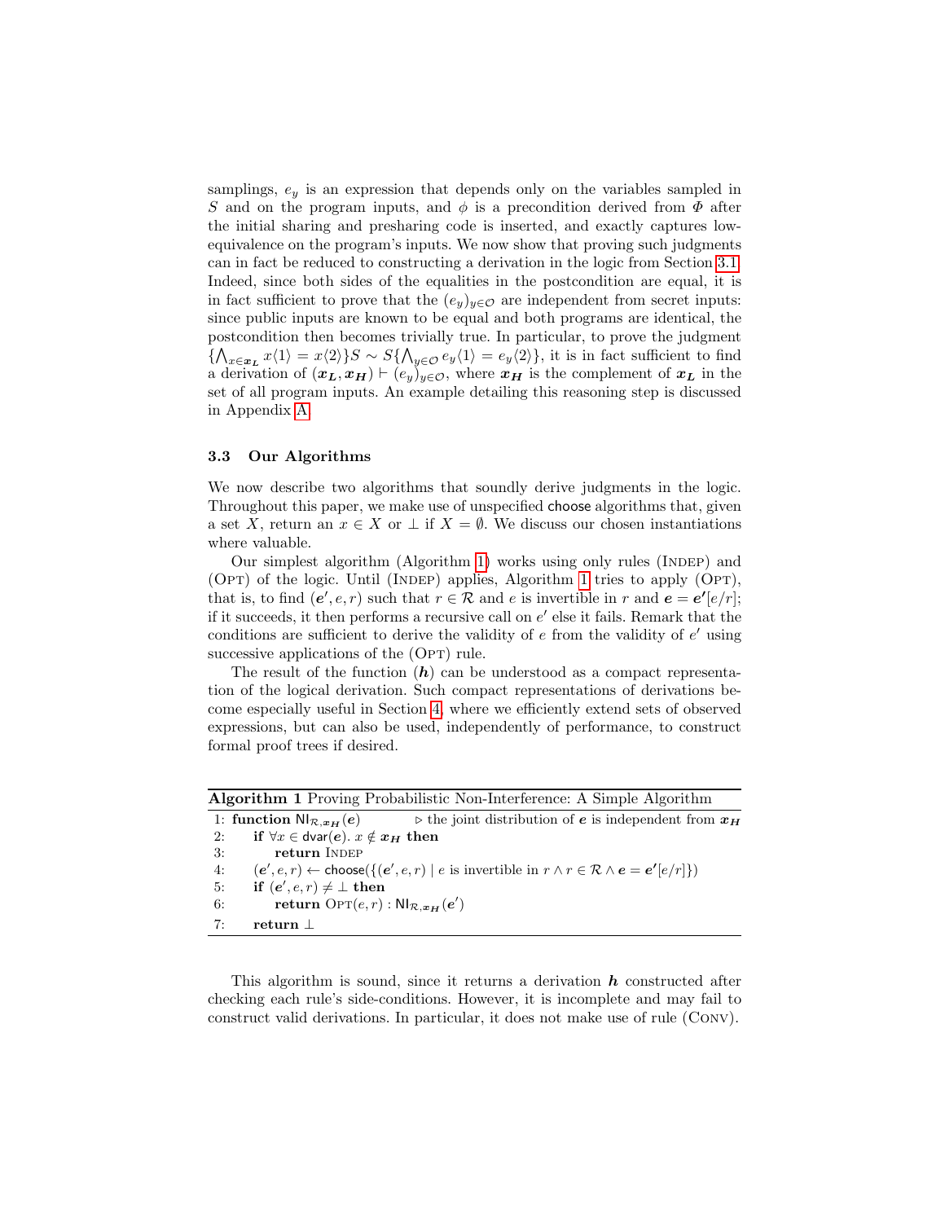samplings, $e_y$ is an expression that depends only on the variables sampled in $S$ and on the program inputs, and $\phi$ is a precondition derived from $\Phi$ after the initial sharing and presharing code is inserted, and exactly captures low-equivalence on the program's inputs. We now show that proving such judgments can in fact be reduced to constructing a derivation in the logic from Section 3.1. Indeed, since both sides of the equalities in the postcondition are equal, it is in fact sufficient to prove that the $(e_y)_{y \in \mathcal{O}}$ are independent from secret inputs: since public inputs are known to be equal and both programs are identical, the postcondition then becomes trivially true. In particular, to prove the judgment $\{\bigwedge_{x \in \boldsymbol{x_L}} x\langle 1 \rangle = x\langle 2 \rangle\} S \sim S \{\bigwedge_{y \in \mathcal{O}} e_y\langle 1 \rangle = e_y\langle 2 \rangle\}$, it is in fact sufficient to find a derivation of $(\boldsymbol{x_L}, \boldsymbol{x_H}) \vdash (e_y)_{y \in \mathcal{O}}$, where $\boldsymbol{x_H}$ is the complement of $\boldsymbol{x_L}$ in the set of all program inputs. An example detailing this reasoning step is discussed in Appendix A.

### 3.3 Our Algorithms

We now describe two algorithms that soundly derive judgments in the logic. Throughout this paper, we make use of unspecified $\mathsf{choose}$ algorithms that, given a set $X$, return an $x \in X$ or $\bot$ if $X = \emptyset$. We discuss our chosen instantiations where valuable.

Our simplest algorithm (Algorithm 1) works using only rules (Indep) and (Opt) of the logic. Until (Indep) applies, Algorithm 1 tries to apply (Opt), that is, to find $(\boldsymbol{e}', e, r)$ such that $r \in \mathcal{R}$ and $e$ is invertible in $r$ and $\boldsymbol{e} = \boldsymbol{e}'[e/r]$; if it succeeds, it then performs a recursive call on $e'$ else it fails. Remark that the conditions are sufficient to derive the validity of $e$ from the validity of $e'$ using successive applications of the (Opt) rule.

The result of the function $(\boldsymbol{h})$ can be understood as a compact representation of the logical derivation. Such compact representations of derivations become especially useful in Section 4, where we efficiently extend sets of observed expressions, but can also be used, independently of performance, to construct formal proof trees if desired.

**Algorithm 1** Proving Probabilistic Non-Interference: A Simple Algorithm

```
1: function NI_{R,x_H}(e)          ▷ the joint distribution of e is independent from x_H
2:     if ∀x ∈ dvar(e). x ∉ x_H then
3:         return Indep
4:     (e', e, r) ← choose({(e', e, r) | e is invertible in r ∧ r ∈ R ∧ e = e'[e/r]})
5:     if (e', e, r) ≠ ⊥ then
6:         return Opt(e, r) : NI_{R,x_H}(e')
7:     return ⊥
```

This algorithm is sound, since it returns a derivation $\boldsymbol{h}$ constructed after checking each rule's side-conditions. However, it is incomplete and may fail to construct valid derivations. In particular, it does not make use of rule (Conv).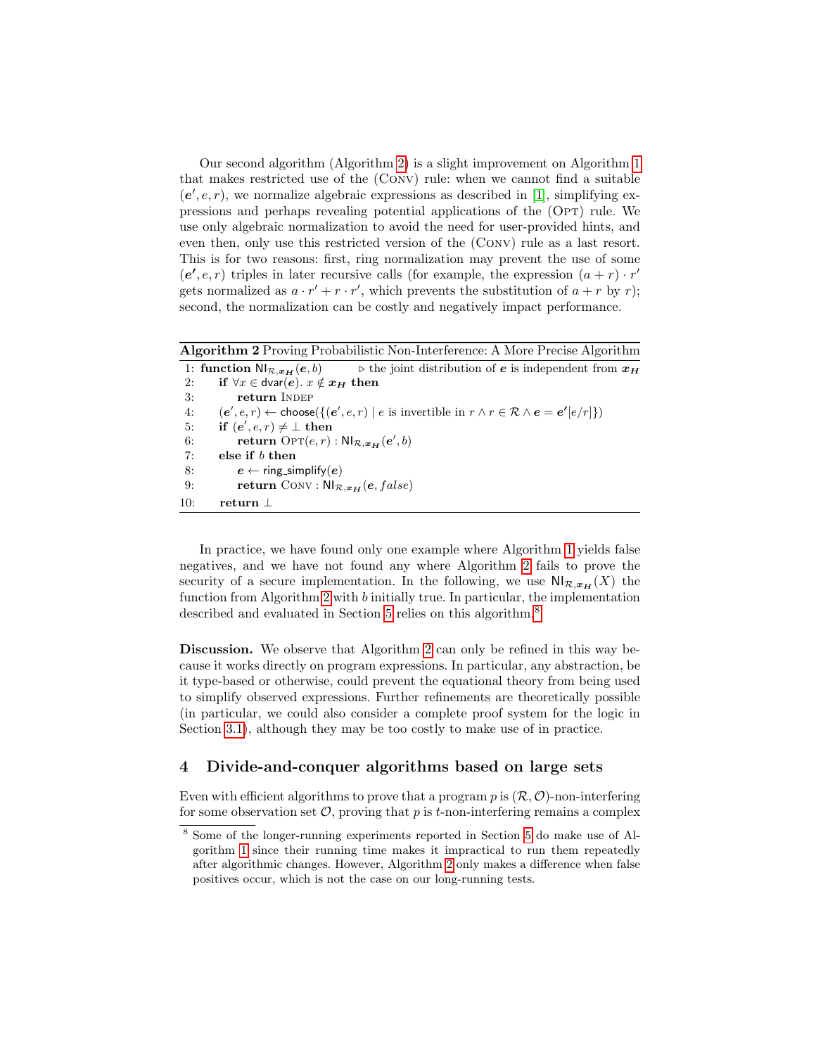Our second algorithm (Algorithm 2) is a slight improvement on Algorithm 1 that makes restricted use of the (Conv) rule: when we cannot find a suitable $(\boldsymbol{e}', e, r)$, we normalize algebraic expressions as described in [1], simplifying expressions and perhaps revealing potential applications of the (Opt) rule. We use only algebraic normalization to avoid the need for user-provided hints, and even then, only use this restricted version of the (Conv) rule as a last resort. This is for two reasons: first, ring normalization may prevent the use of some $(\boldsymbol{e'}, e, r)$ triples in later recursive calls (for example, the expression $(a + r) \cdot r'$ gets normalized as $a \cdot r' + r \cdot r'$, which prevents the substitution of $a + r$ by $r$); second, the normalization can be costly and negatively impact performance.

**Algorithm 2** Proving Probabilistic Non-Interference: A More Precise Algorithm

```
1:  function NI_{R,x_H}(e, b)          ▷ the joint distribution of e is independent from x_H
2:      if ∀x ∈ dvar(e). x ∉ x_H then
3:          return Indep
4:      (e′, e, r) ← choose({(e′, e, r) | e is invertible in r ∧ r ∈ R ∧ e = e′[e/r]})
5:      if (e′, e, r) ≠ ⊥ then
6:          return Opt(e, r) : NI_{R,x_H}(e′, b)
7:      else if b then
8:          e ← ring_simplify(e)
9:          return Conv : NI_{R,x_H}(e, false)
10:     return ⊥
```

In practice, we have found only one example where Algorithm 1 yields false negatives, and we have not found any where Algorithm 2 fails to prove the security of a secure implementation. In the following, we use $\mathsf{NI}_{\mathcal{R},\boldsymbol{x_H}}(X)$ the function from Algorithm 2 with $b$ initially true. In particular, the implementation described and evaluated in Section 5 relies on this algorithm.[8]

**Discussion.** We observe that Algorithm 2 can only be refined in this way because it works directly on program expressions. In particular, any abstraction, be it type-based or otherwise, could prevent the equational theory from being used to simplify observed expressions. Further refinements are theoretically possible (in particular, we could also consider a complete proof system for the logic in Section 3.1), although they may be too costly to make use of in practice.

## 4 Divide-and-conquer algorithms based on large sets

Even with efficient algorithms to prove that a program $p$ is $(\mathcal{R}, \mathcal{O})$-non-interfering for some observation set $\mathcal{O}$, proving that $p$ is $t$-non-interfering remains a complex

[8] Some of the longer-running experiments reported in Section 5 do make use of Algorithm 1 since their running time makes it impractical to run them repeatedly after algorithmic changes. However, Algorithm 2 only makes a difference when false positives occur, which is not the case on our long-running tests.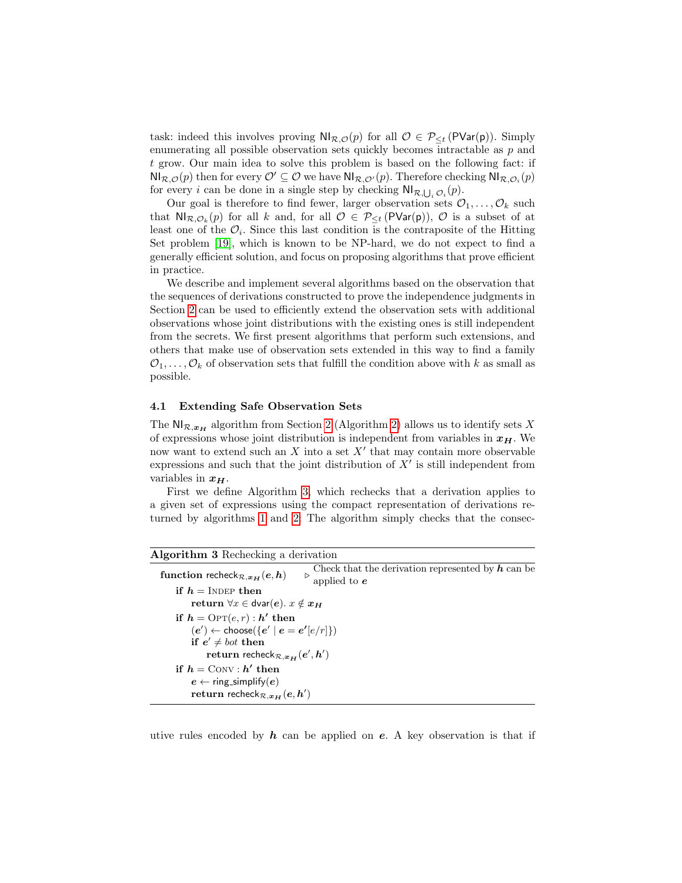task: indeed this involves proving $\mathsf{NI}_{\mathcal{R},\mathcal{O}}(p)$ for all $\mathcal{O} \in \mathcal{P}_{\leq t}(\mathsf{PVar}(\mathsf{p}))$. Simply enumerating all possible observation sets quickly becomes intractable as $p$ and $t$ grow. Our main idea to solve this problem is based on the following fact: if $\mathsf{NI}_{\mathcal{R},\mathcal{O}}(p)$ then for every $\mathcal{O}' \subseteq \mathcal{O}$ we have $\mathsf{NI}_{\mathcal{R},\mathcal{O}'}(p)$. Therefore checking $\mathsf{NI}_{\mathcal{R},\mathcal{O}_i}(p)$ for every $i$ can be done in a single step by checking $\mathsf{NI}_{\mathcal{R},\bigcup_i \mathcal{O}_i}(p)$.

Our goal is therefore to find fewer, larger observation sets $\mathcal{O}_1, \ldots, \mathcal{O}_k$ such that $\mathsf{NI}_{\mathcal{R},\mathcal{O}_k}(p)$ for all $k$ and, for all $\mathcal{O} \in \mathcal{P}_{\leq t}(\mathsf{PVar}(\mathsf{p}))$, $\mathcal{O}$ is a subset of at least one of the $\mathcal{O}_i$. Since this last condition is the contrapositive of the Hitting Set problem [19], which is known to be NP-hard, we do not expect to find a generally efficient solution, and focus on proposing algorithms that prove efficient in practice.

We describe and implement several algorithms based on the observation that the sequences of derivations constructed to prove the independence judgments in Section 2 can be used to efficiently extend the observation sets with additional observations whose joint distributions with the existing ones is still independent from the secrets. We first present algorithms that perform such extensions, and others that make use of observation sets extended in this way to find a family $\mathcal{O}_1, \ldots, \mathcal{O}_k$ of observation sets that fulfill the condition above with $k$ as small as possible.

### 4.1 Extending Safe Observation Sets

The $\mathsf{NI}_{\mathcal{R},\boldsymbol{x_H}}$ algorithm from Section 2 (Algorithm 2) allows us to identify sets $X$ of expressions whose joint distribution is independent from variables in $\boldsymbol{x_H}$. We now want to extend such an $X$ into a set $X'$ that may contain more observable expressions and such that the joint distribution of $X'$ is still independent from variables in $\boldsymbol{x_H}$.

First we define Algorithm 3, which rechecks that a derivation applies to a given set of expressions using the compact representation of derivations returned by algorithms 1 and 2. The algorithm simply checks that the consecutive rules encoded by $\boldsymbol{h}$ can be applied on $\boldsymbol{e}$. A key observation is that if

**Algorithm 3** Rechecking a derivation

```
function recheck_{R,x_H}(e, h)        ▷ Check that the derivation represented by h can be applied to e
    if h = INDEP then
        return ∀x ∈ dvar(e). x ∉ x_H
    if h = OPT(e, r) : h' then
        (e') ← choose({e' | e = e'[e/r]})
        if e' ≠ bot then
            return recheck_{R,x_H}(e', h')
    if h = CONV : h' then
        e ← ring_simplify(e)
        return recheck_{R,x_H}(e, h')
```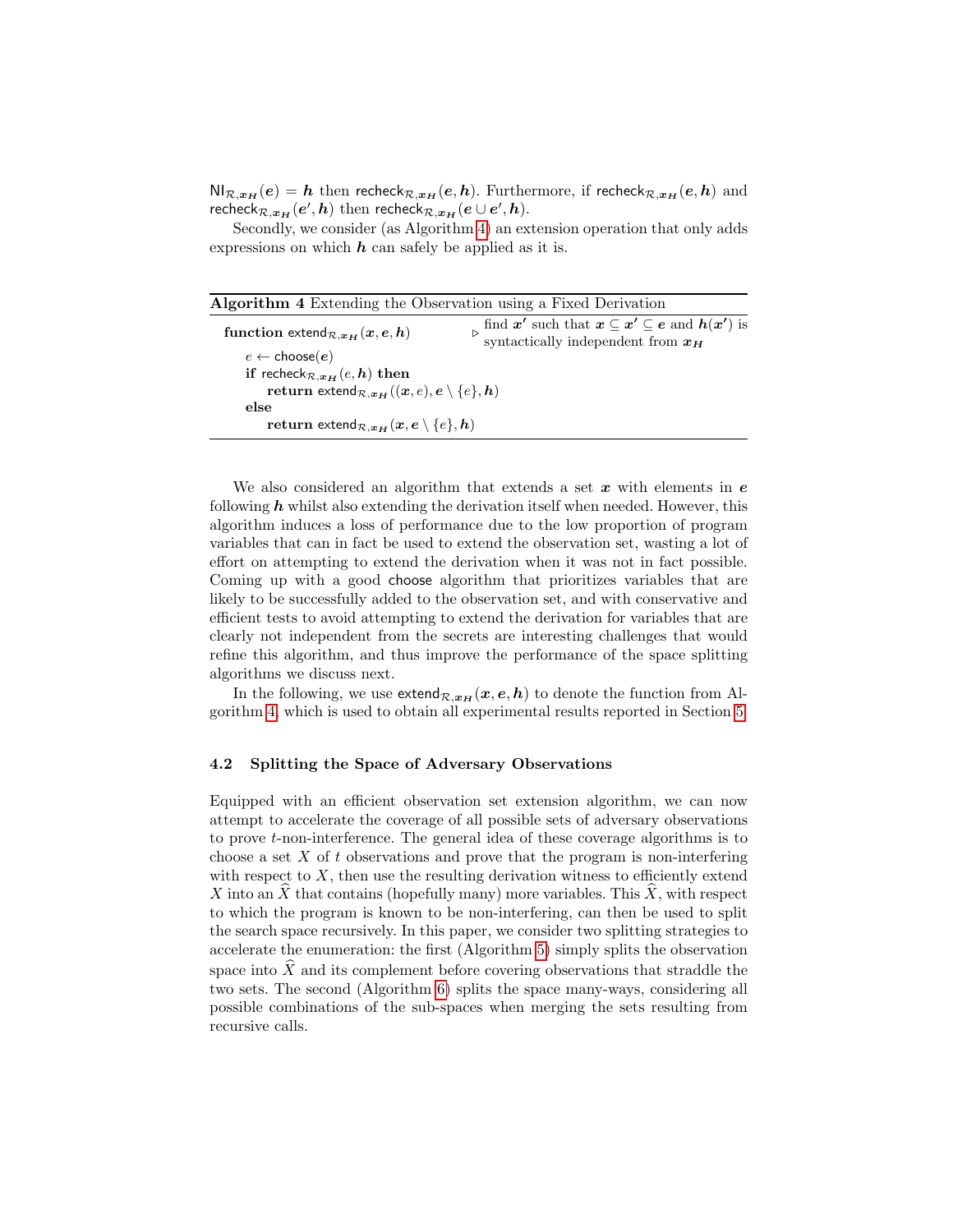$\mathsf{NI}_{\mathcal{R},\boldsymbol{x_H}}(\boldsymbol{e}) = \boldsymbol{h}$ then $\mathsf{recheck}_{\mathcal{R},\boldsymbol{x_H}}(\boldsymbol{e},\boldsymbol{h})$. Furthermore, if $\mathsf{recheck}_{\mathcal{R},\boldsymbol{x_H}}(\boldsymbol{e},\boldsymbol{h})$ and $\mathsf{recheck}_{\mathcal{R},\boldsymbol{x_H}}(\boldsymbol{e'},\boldsymbol{h})$ then $\mathsf{recheck}_{\mathcal{R},\boldsymbol{x_H}}(\boldsymbol{e}\cup\boldsymbol{e'},\boldsymbol{h})$.

Secondly, we consider (as Algorithm 4) an extension operation that only adds expressions on which $\boldsymbol{h}$ can safely be applied as it is.

**Algorithm 4** Extending the Observation using a Fixed Derivation

```
function extend_{R,x_H}(x, e, h)    ▷ find x' such that x ⊆ x' ⊆ e and h(x') is
                                      syntactically independent from x_H
    e ← choose(e)
    if recheck_{R,x_H}(e, h) then
        return extend_{R,x_H}((x, e), e \ {e}, h)
    else
        return extend_{R,x_H}(x, e \ {e}, h)
```

We also considered an algorithm that extends a set $\boldsymbol{x}$ with elements in $\boldsymbol{e}$ following $\boldsymbol{h}$ whilst also extending the derivation itself when needed. However, this algorithm induces a loss of performance due to the low proportion of program variables that can in fact be used to extend the observation set, wasting a lot of effort on attempting to extend the derivation when it was not in fact possible. Coming up with a good choose algorithm that prioritizes variables that are likely to be successfully added to the observation set, and with conservative and efficient tests to avoid attempting to extend the derivation for variables that are clearly not independent from the secrets are interesting challenges that would refine this algorithm, and thus improve the performance of the space splitting algorithms we discuss next.

In the following, we use $\mathsf{extend}_{\mathcal{R},\boldsymbol{x_H}}(\boldsymbol{x},\boldsymbol{e},\boldsymbol{h})$ to denote the function from Algorithm 4, which is used to obtain all experimental results reported in Section 5.

### 4.2 Splitting the Space of Adversary Observations

Equipped with an efficient observation set extension algorithm, we can now attempt to accelerate the coverage of all possible sets of adversary observations to prove $t$-non-interference. The general idea of these coverage algorithms is to choose a set $X$ of $t$ observations and prove that the program is non-interfering with respect to $X$, then use the resulting derivation witness to efficiently extend $X$ into an $\widehat{X}$ that contains (hopefully many) more variables. This $\widehat{X}$, with respect to which the program is known to be non-interfering, can then be used to split the search space recursively. In this paper, we consider two splitting strategies to accelerate the enumeration: the first (Algorithm 5) simply splits the observation space into $\widehat{X}$ and its complement before covering observations that straddle the two sets. The second (Algorithm 6) splits the space many-ways, considering all possible combinations of the sub-spaces when merging the sets resulting from recursive calls.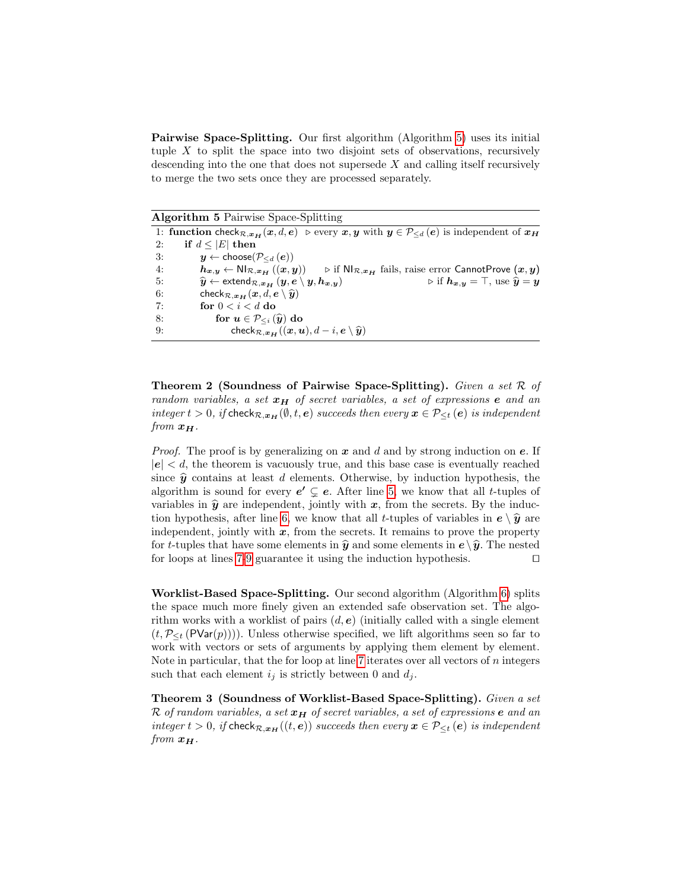**Pairwise Space-Splitting.** Our first algorithm (Algorithm 5) uses its initial tuple $X$ to split the space into two disjoint sets of observations, recursively descending into the one that does not supersede $X$ and calling itself recursively to merge the two sets once they are processed separately.

**Algorithm 5** Pairwise Space-Splitting

```
1: function check_{R,x_H}(x, d, e)   ▷ every x, y with y ∈ P_{≤d}(e) is independent of x_H
2:     if d ≤ |E| then
3:         y ← choose(P_{≤d}(e))
4:         h_{x,y} ← NI_{R,x_H}((x, y))      ▷ if NI_{R,x_H} fails, raise error CannotProve(x, y)
5:         ŷ ← extend_{R,x_H}(y, e \ y, h_{x,y})                 ▷ if h_{x,y} = ⊤, use ŷ = y
6:         check_{R,x_H}(x, d, e \ ŷ)
7:         for 0 < i < d do
8:             for u ∈ P_{≤i}(ŷ) do
9:                 check_{R,x_H}((x, u), d − i, e \ ŷ)
```

**Theorem 2 (Soundness of Pairwise Space-Splitting).** *Given a set $\mathcal{R}$ of random variables, a set $\boldsymbol{x_H}$ of secret variables, a set of expressions $\boldsymbol{e}$ and an integer $t > 0$, if $\mathsf{check}_{\mathcal{R},\boldsymbol{x_H}}(\emptyset, t, \boldsymbol{e})$ succeeds then every $\boldsymbol{x} \in \mathcal{P}_{\leq t}(\boldsymbol{e})$ is independent from $\boldsymbol{x_H}$.*

*Proof.* The proof is by generalizing on $\boldsymbol{x}$ and $d$ and by strong induction on $\boldsymbol{e}$. If $|\boldsymbol{e}| < d$, the theorem is vacuously true, and this base case is eventually reached since $\widehat{\boldsymbol{y}}$ contains at least $d$ elements. Otherwise, by induction hypothesis, the algorithm is sound for every $\boldsymbol{e'} \subsetneq \boldsymbol{e}$. After line 5, we know that all $t$-tuples of variables in $\widehat{\boldsymbol{y}}$ are independent, jointly with $\boldsymbol{x}$, from the secrets. By the induction hypothesis, after line 6, we know that all $t$-tuples of variables in $\boldsymbol{e} \setminus \widehat{\boldsymbol{y}}$ are independent, jointly with $\boldsymbol{x}$, from the secrets. It remains to prove the property for $t$-tuples that have some elements in $\widehat{\boldsymbol{y}}$ and some elements in $\boldsymbol{e} \setminus \widehat{\boldsymbol{y}}$. The nested for loops at lines 7-9 guarantee it using the induction hypothesis. □

**Worklist-Based Space-Splitting.** Our second algorithm (Algorithm 6) splits the space much more finely given an extended safe observation set. The algorithm works with a worklist of pairs $(d, \boldsymbol{e})$ (initially called with a single element $(t, \mathcal{P}_{\leq t}(\mathsf{PVar}(p)))$). Unless otherwise specified, we lift algorithms seen so far to work with vectors or sets of arguments by applying them element by element. Note in particular, that the for loop at line 7 iterates over all vectors of $n$ integers such that each element $i_j$ is strictly between 0 and $d_j$.

**Theorem 3 (Soundness of Worklist-Based Space-Splitting).** *Given a set $\mathcal{R}$ of random variables, a set $\boldsymbol{x_H}$ of secret variables, a set of expressions $\boldsymbol{e}$ and an integer $t > 0$, if $\mathsf{check}_{\mathcal{R},\boldsymbol{x_H}}((t, \boldsymbol{e}))$ succeeds then every $\boldsymbol{x} \in \mathcal{P}_{\leq t}(\boldsymbol{e})$ is independent from $\boldsymbol{x_H}$.*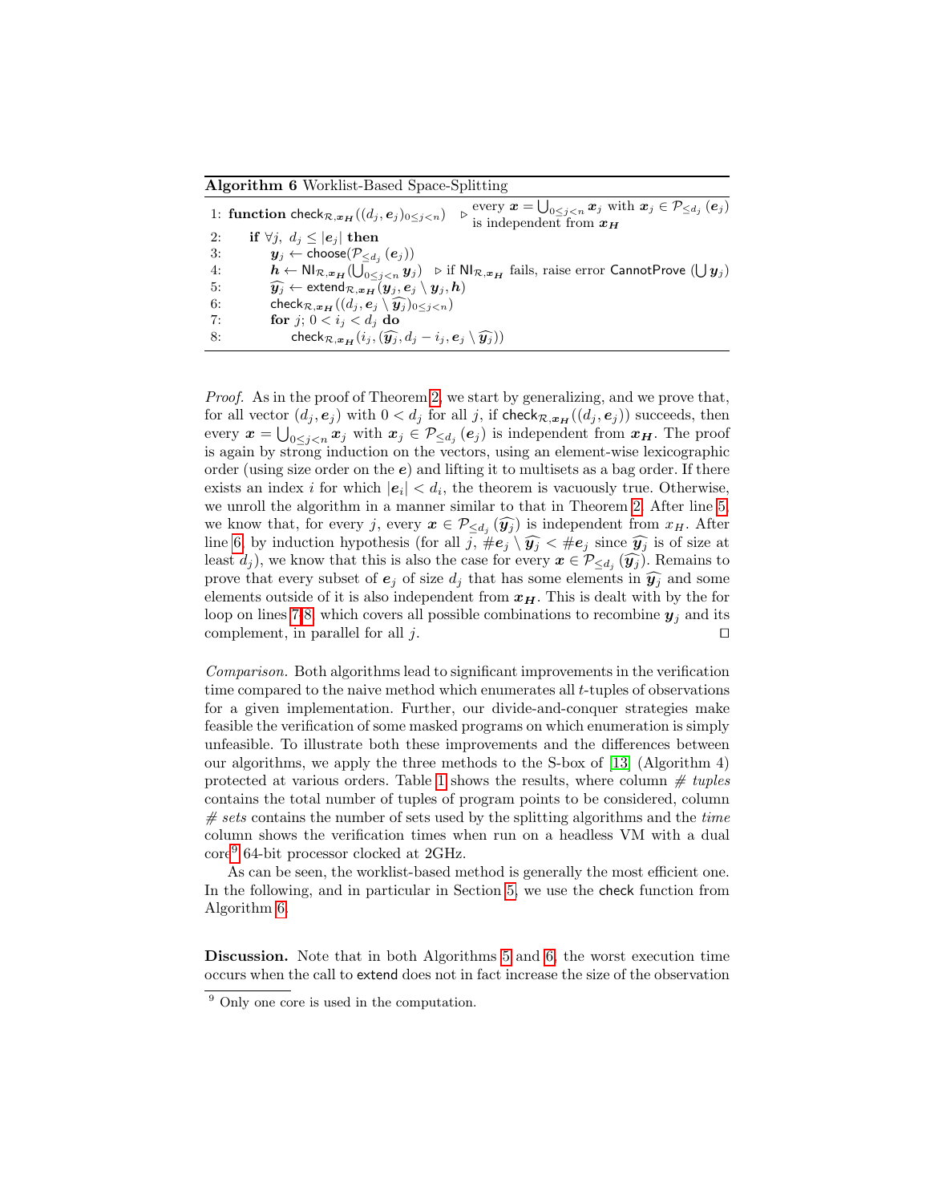**Algorithm 6** Worklist-Based Space-Splitting

```
1: function check_{R,x_H}((d_j, e_j)_{0≤j<n})   ▷ every x = ⋃_{0≤j<n} x_j with x_j ∈ P_{≤d_j}(e_j)
                                                   is independent from x_H
2:   if ∀j, d_j ≤ |e_j| then
3:     y_j ← choose(P_{≤d_j}(e_j))
4:     h ← NI_{R,x_H}(⋃_{0≤j<n} y_j)   ▷ if NI_{R,x_H} fails, raise error CannotProve (⋃ y_j)
5:     ŷ_j ← extend_{R,x_H}(y_j, e_j \ y_j, h)
6:     check_{R,x_H}((d_j, e_j \ ŷ_j)_{0≤j<n})
7:     for j; 0 < i_j < d_j do
8:       check_{R,x_H}(i_j, (ŷ_j, d_j − i_j, e_j \ ŷ_j))
```

*Proof.* As in the proof of Theorem 2, we start by generalizing, and we prove that, for all vector $(d_j, \boldsymbol{e}_j)$ with $0 < d_j$ for all $j$, if $\mathsf{check}_{\mathcal{R},\boldsymbol{x_H}}((d_j, \boldsymbol{e}_j))$ succeeds, then every $\boldsymbol{x} = \bigcup_{0 \leq j < n} \boldsymbol{x}_j$ with $\boldsymbol{x}_j \in \mathcal{P}_{\leq d_j}(\boldsymbol{e}_j)$ is independent from $\boldsymbol{x_H}$. The proof is again by strong induction on the vectors, using an element-wise lexicographic order (using size order on the $\boldsymbol{e}$) and lifting it to multisets as a bag order. If there exists an index $i$ for which $|\boldsymbol{e}_i| < d_i$, the theorem is vacuously true. Otherwise, we unroll the algorithm in a manner similar to that in Theorem 2. After line 5, we know that, for every $j$, every $\boldsymbol{x} \in \mathcal{P}_{\leq d_j}(\widehat{\boldsymbol{y}_j})$ is independent from $x_H$. After line 6, by induction hypothesis (for all $j$, $\#\boldsymbol{e}_j \setminus \widehat{\boldsymbol{y}_j} < \#\boldsymbol{e}_j$ since $\widehat{\boldsymbol{y}_j}$ is of size at least $d_j$), we know that this is also the case for every $\boldsymbol{x} \in \mathcal{P}_{\leq d_j}(\widehat{\boldsymbol{y}_j})$. Remains to prove that every subset of $\boldsymbol{e}_j$ of size $d_j$ that has some elements in $\widehat{\boldsymbol{y}_j}$ and some elements outside of it is also independent from $\boldsymbol{x_H}$. This is dealt with by the for loop on lines 7-8, which covers all possible combinations to recombine $\boldsymbol{y}_j$ and its complement, in parallel for all $j$. ◻

*Comparison.* Both algorithms lead to significant improvements in the verification time compared to the naive method which enumerates all $t$-tuples of observations for a given implementation. Further, our divide-and-conquer strategies make feasible the verification of some masked programs on which enumeration is simply unfeasible. To illustrate both these improvements and the differences between our algorithms, we apply the three methods to the S-box of [13] (Algorithm 4) protected at various orders. Table 1 shows the results, where column *# tuples* contains the total number of tuples of program points to be considered, column *# sets* contains the number of sets used by the splitting algorithms and the *time* column shows the verification times when run on a headless VM with a dual core[9] 64-bit processor clocked at 2GHz.

As can be seen, the worklist-based method is generally the most efficient one. In the following, and in particular in Section 5, we use the check function from Algorithm 6.

**Discussion.** Note that in both Algorithms 5 and 6, the worst execution time occurs when the call to extend does not in fact increase the size of the observation

[9] Only one core is used in the computation.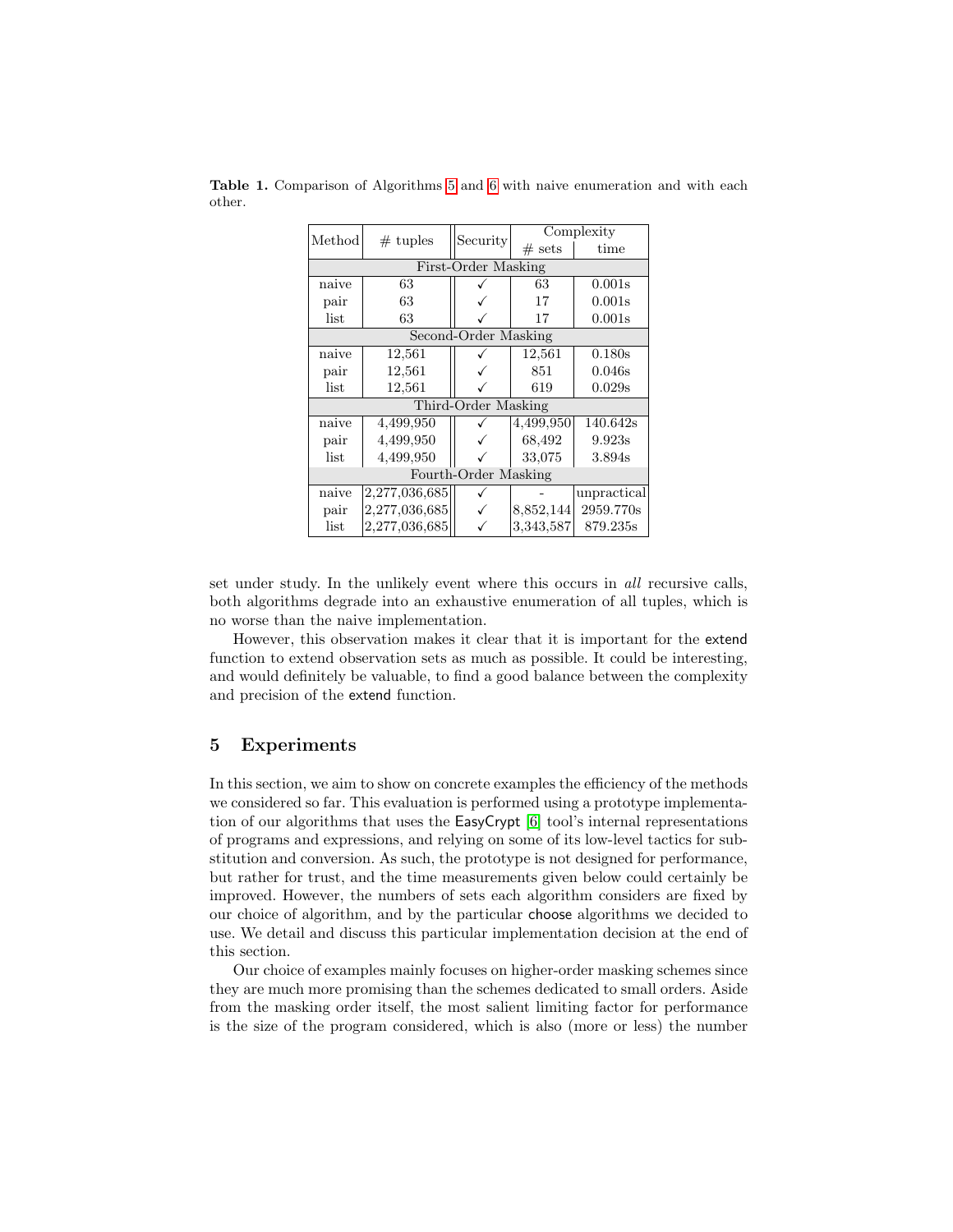**Table 1.** Comparison of Algorithms 5 and 6 with naive enumeration and with each other.

| Method | # tuples | Security | Complexity | |
|---|---|---|---|---|
| | | | # sets | time |
| First-Order Masking | | | | |
| naive | 63 | ✓ | 63 | 0.001s |
| pair | 63 | ✓ | 17 | 0.001s |
| list | 63 | ✓ | 17 | 0.001s |
| Second-Order Masking | | | | |
| naive | 12,561 | ✓ | 12,561 | 0.180s |
| pair | 12,561 | ✓ | 851 | 0.046s |
| list | 12,561 | ✓ | 619 | 0.029s |
| Third-Order Masking | | | | |
| naive | 4,499,950 | ✓ | 4,499,950 | 140.642s |
| pair | 4,499,950 | ✓ | 68,492 | 9.923s |
| list | 4,499,950 | ✓ | 33,075 | 3.894s |
| Fourth-Order Masking | | | | |
| naive | 2,277,036,685 | ✓ | - | unpractical |
| pair | 2,277,036,685 | ✓ | 8,852,144 | 2959.770s |
| list | 2,277,036,685 | ✓ | 3,343,587 | 879.235s |

set under study. In the unlikely event where this occurs in *all* recursive calls, both algorithms degrade into an exhaustive enumeration of all tuples, which is no worse than the naive implementation.

However, this observation makes it clear that it is important for the extend function to extend observation sets as much as possible. It could be interesting, and would definitely be valuable, to find a good balance between the complexity and precision of the extend function.

## 5 Experiments

In this section, we aim to show on concrete examples the efficiency of the methods we considered so far. This evaluation is performed using a prototype implementation of our algorithms that uses the EasyCrypt [6] tool's internal representations of programs and expressions, and relying on some of its low-level tactics for substitution and conversion. As such, the prototype is not designed for performance, but rather for trust, and the time measurements given below could certainly be improved. However, the numbers of sets each algorithm considers are fixed by our choice of algorithm, and by the particular choose algorithms we decided to use. We detail and discuss this particular implementation decision at the end of this section.

Our choice of examples mainly focuses on higher-order masking schemes since they are much more promising than the schemes dedicated to small orders. Aside from the masking order itself, the most salient limiting factor for performance is the size of the program considered, which is also (more or less) the number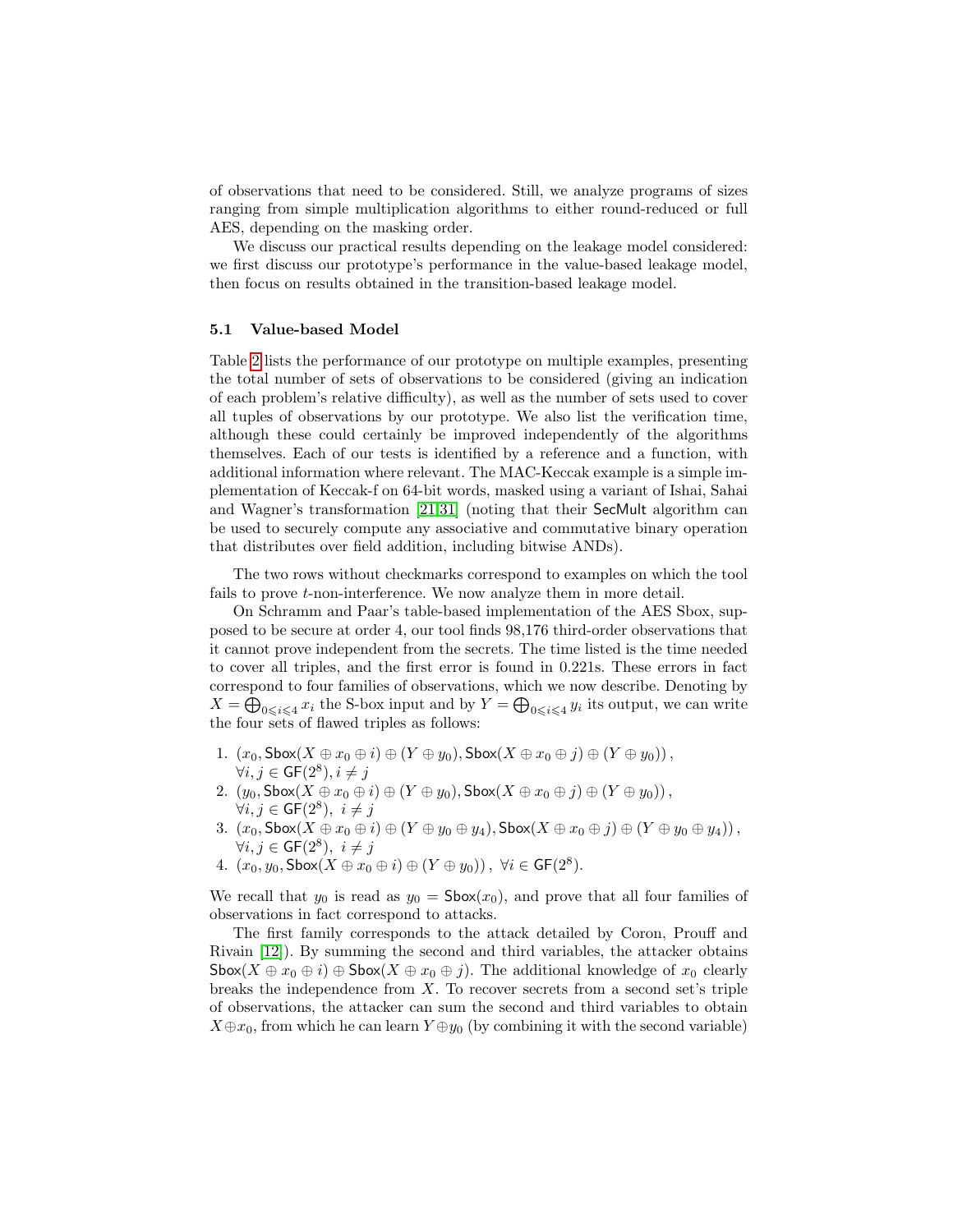of observations that need to be considered. Still, we analyze programs of sizes ranging from simple multiplication algorithms to either round-reduced or full AES, depending on the masking order.

We discuss our practical results depending on the leakage model considered: we first discuss our prototype's performance in the value-based leakage model, then focus on results obtained in the transition-based leakage model.

### 5.1 Value-based Model

Table 2 lists the performance of our prototype on multiple examples, presenting the total number of sets of observations to be considered (giving an indication of each problem's relative difficulty), as well as the number of sets used to cover all tuples of observations by our prototype. We also list the verification time, although these could certainly be improved independently of the algorithms themselves. Each of our tests is identified by a reference and a function, with additional information where relevant. The MAC-Keccak example is a simple implementation of Keccak-f on 64-bit words, masked using a variant of Ishai, Sahai and Wagner's transformation [21,31] (noting that their SecMult algorithm can be used to securely compute any associative and commutative binary operation that distributes over field addition, including bitwise ANDs).

The two rows without checkmarks correspond to examples on which the tool fails to prove $t$-non-interference. We now analyze them in more detail.

On Schramm and Paar's table-based implementation of the AES Sbox, supposed to be secure at order 4, our tool finds 98,176 third-order observations that it cannot prove independent from the secrets. The time listed is the time needed to cover all triples, and the first error is found in 0.221s. These errors in fact correspond to four families of observations, which we now describe. Denoting by $X = \bigoplus_{0 \leqslant i \leqslant 4} x_i$ the S-box input and by $Y = \bigoplus_{0 \leqslant i \leqslant 4} y_i$ its output, we can write the four sets of flawed triples as follows:

1. $(x_0, \mathsf{Sbox}(X \oplus x_0 \oplus i) \oplus (Y \oplus y_0), \mathsf{Sbox}(X \oplus x_0 \oplus j) \oplus (Y \oplus y_0))$, $\forall i, j \in \mathsf{GF}(2^8), i \neq j$
2. $(y_0, \mathsf{Sbox}(X \oplus x_0 \oplus i) \oplus (Y \oplus y_0), \mathsf{Sbox}(X \oplus x_0 \oplus j) \oplus (Y \oplus y_0))$, $\forall i, j \in \mathsf{GF}(2^8),\ i \neq j$
3. $(x_0, \mathsf{Sbox}(X \oplus x_0 \oplus i) \oplus (Y \oplus y_0 \oplus y_4), \mathsf{Sbox}(X \oplus x_0 \oplus j) \oplus (Y \oplus y_0 \oplus y_4))$, $\forall i, j \in \mathsf{GF}(2^8),\ i \neq j$
4. $(x_0, y_0, \mathsf{Sbox}(X \oplus x_0 \oplus i) \oplus (Y \oplus y_0))$, $\forall i \in \mathsf{GF}(2^8)$.

We recall that $y_0$ is read as $y_0 = \mathsf{Sbox}(x_0)$, and prove that all four families of observations in fact correspond to attacks.

The first family corresponds to the attack detailed by Coron, Prouff and Rivain [12]). By summing the second and third variables, the attacker obtains $\mathsf{Sbox}(X \oplus x_0 \oplus i) \oplus \mathsf{Sbox}(X \oplus x_0 \oplus j)$. The additional knowledge of $x_0$ clearly breaks the independence from $X$. To recover secrets from a second set's triple of observations, the attacker can sum the second and third variables to obtain $X \oplus x_0$, from which he can learn $Y \oplus y_0$ (by combining it with the second variable)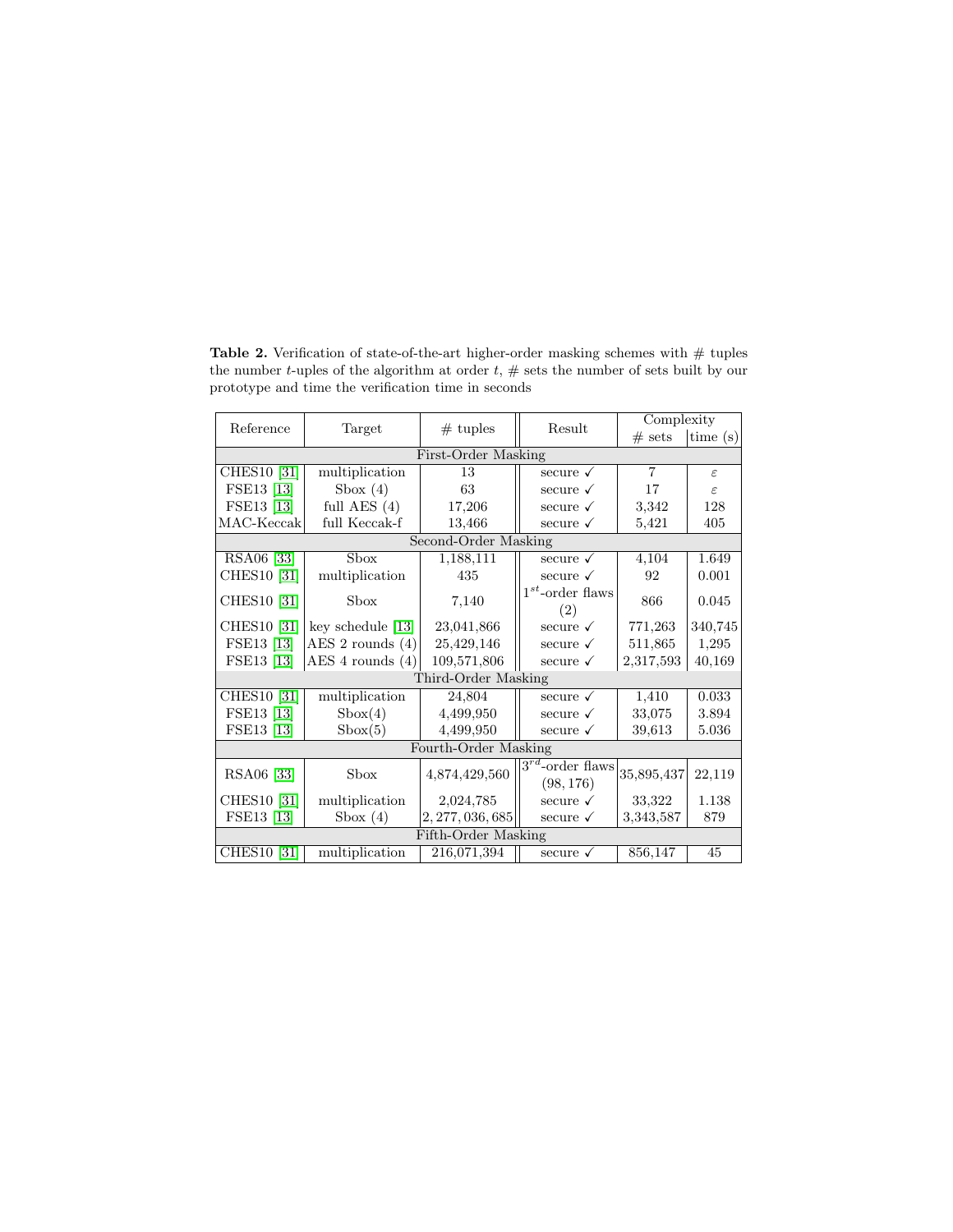**Table 2.** Verification of state-of-the-art higher-order masking schemes with # tuples the number $t$-uples of the algorithm at order $t$, # sets the number of sets built by our prototype and time the verification time in seconds

| Reference | Target | # tuples | Result | Complexity | |
|---|---|---|---|---|---|
| | | | | # sets | time (s) |
| First-Order Masking | | | | | |
| CHES10 [31] | multiplication | 13 | secure ✓ | 7 | $\varepsilon$ |
| FSE13 [13] | Sbox (4) | 63 | secure ✓ | 17 | $\varepsilon$ |
| FSE13 [13] | full AES (4) | 17,206 | secure ✓ | 3,342 | 128 |
| MAC-Keccak | full Keccak-f | 13,466 | secure ✓ | 5,421 | 405 |
| Second-Order Masking | | | | | |
| RSA06 [33] | Sbox | 1,188,111 | secure ✓ | 4,104 | 1.649 |
| CHES10 [31] | multiplication | 435 | secure ✓ | 92 | 0.001 |
| CHES10 [31] | Sbox | 7,140 | $1^{st}$-order flaws (2) | 866 | 0.045 |
| CHES10 [31] | key schedule [13] | 23,041,866 | secure ✓ | 771,263 | 340,745 |
| FSE13 [13] | AES 2 rounds (4) | 25,429,146 | secure ✓ | 511,865 | 1,295 |
| FSE13 [13] | AES 4 rounds (4) | 109,571,806 | secure ✓ | 2,317,593 | 40,169 |
| Third-Order Masking | | | | | |
| CHES10 [31] | multiplication | 24,804 | secure ✓ | 1,410 | 0.033 |
| FSE13 [13] | Sbox(4) | 4,499,950 | secure ✓ | 33,075 | 3.894 |
| FSE13 [13] | Sbox(5) | 4,499,950 | secure ✓ | 39,613 | 5.036 |
| Fourth-Order Masking | | | | | |
| RSA06 [33] | Sbox | 4,874,429,560 | $3^{rd}$-order flaws (98, 176) | 35,895,437 | 22,119 |
| CHES10 [31] | multiplication | 2,024,785 | secure ✓ | 33,322 | 1.138 |
| FSE13 [13] | Sbox (4) | 2,277,036,685 | secure ✓ | 3,343,587 | 879 |
| Fifth-Order Masking | | | | | |
| CHES10 [31] | multiplication | 216,071,394 | secure ✓ | 856,147 | 45 |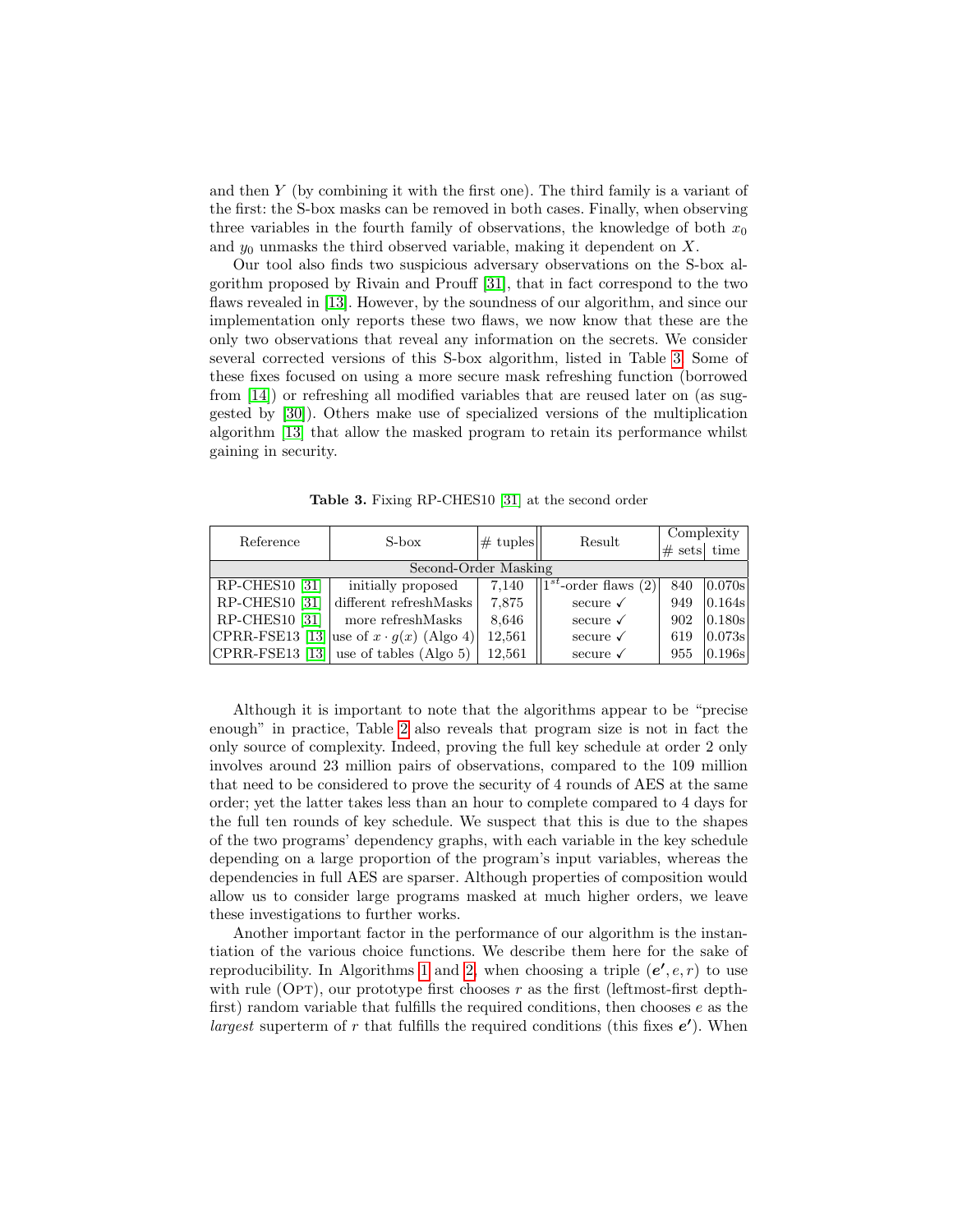and then $Y$ (by combining it with the first one). The third family is a variant of the first: the S-box masks can be removed in both cases. Finally, when observing three variables in the fourth family of observations, the knowledge of both $x_0$ and $y_0$ unmasks the third observed variable, making it dependent on $X$.

Our tool also finds two suspicious adversary observations on the S-box algorithm proposed by Rivain and Prouff [31], that in fact correspond to the two flaws revealed in [13]. However, by the soundness of our algorithm, and since our implementation only reports these two flaws, we now know that these are the only two observations that reveal any information on the secrets. We consider several corrected versions of this S-box algorithm, listed in Table 3. Some of these fixes focused on using a more secure mask refreshing function (borrowed from [14]) or refreshing all modified variables that are reused later on (as suggested by [30]). Others make use of specialized versions of the multiplication algorithm [13] that allow the masked program to retain its performance whilst gaining in security.

**Table 3.** Fixing RP-CHES10 [31] at the second order

| Reference | S-box | # tuples | Result | Complexity | |
|---|---|---|---|---|---|
| | | | | # sets | time |
| Second-Order Masking | | | | | |
| RP-CHES10 [31] | initially proposed | 7,140 | $1^{st}$-order flaws (2) | 840 | 0.070s |
| RP-CHES10 [31] | different refreshMasks | 7,875 | secure ✓ | 949 | 0.164s |
| RP-CHES10 [31] | more refreshMasks | 8,646 | secure ✓ | 902 | 0.180s |
| CPRR-FSE13 [13] | use of $x \cdot g(x)$ (Algo 4) | 12,561 | secure ✓ | 619 | 0.073s |
| CPRR-FSE13 [13] | use of tables (Algo 5) | 12,561 | secure ✓ | 955 | 0.196s |

Although it is important to note that the algorithms appear to be "precise enough" in practice, Table 2 also reveals that program size is not in fact the only source of complexity. Indeed, proving the full key schedule at order 2 only involves around 23 million pairs of observations, compared to the 109 million that need to be considered to prove the security of 4 rounds of AES at the same order; yet the latter takes less than an hour to complete compared to 4 days for the full ten rounds of key schedule. We suspect that this is due to the shapes of the two programs' dependency graphs, with each variable in the key schedule depending on a large proportion of the program's input variables, whereas the dependencies in full AES are sparser. Although properties of composition would allow us to consider large programs masked at much higher orders, we leave these investigations to further works.

Another important factor in the performance of our algorithm is the instantiation of the various choice functions. We describe them here for the sake of reproducibility. In Algorithms 1 and 2, when choosing a triple $(\boldsymbol{e'}, e, r)$ to use with rule (Opt), our prototype first chooses $r$ as the first (leftmost-first depth-first) random variable that fulfills the required conditions, then chooses $e$ as the *largest* superterm of $r$ that fulfills the required conditions (this fixes $\boldsymbol{e'}$). When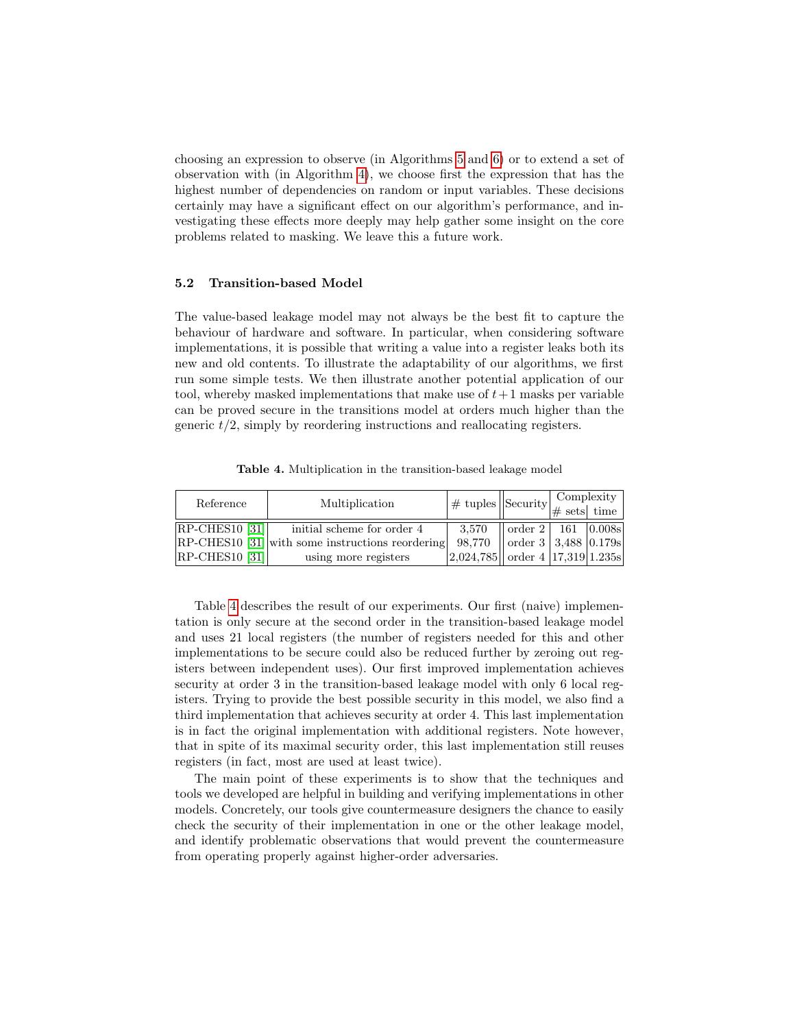choosing an expression to observe (in Algorithms 5 and 6) or to extend a set of observation with (in Algorithm 4), we choose first the expression that has the highest number of dependencies on random or input variables. These decisions certainly may have a significant effect on our algorithm's performance, and investigating these effects more deeply may help gather some insight on the core problems related to masking. We leave this a future work.

### 5.2 Transition-based Model

The value-based leakage model may not always be the best fit to capture the behaviour of hardware and software. In particular, when considering software implementations, it is possible that writing a value into a register leaks both its new and old contents. To illustrate the adaptability of our algorithms, we first run some simple tests. We then illustrate another potential application of our tool, whereby masked implementations that make use of $t+1$ masks per variable can be proved secure in the transitions model at orders much higher than the generic $t/2$, simply by reordering instructions and reallocating registers.

**Table 4.** Multiplication in the transition-based leakage model

| Reference | Multiplication | # tuples | Security | Complexity | |
|---|---|---|---|---|---|
| | | | | # sets | time |
| RP-CHES10 [31] | initial scheme for order 4 | 3,570 | order 2 | 161 | 0.008s |
| RP-CHES10 [31] | with some instructions reordering | 98,770 | order 3 | 3,488 | 0.179s |
| RP-CHES10 [31] | using more registers | 2,024,785 | order 4 | 17,319 | 1.235s |

Table 4 describes the result of our experiments. Our first (naive) implementation is only secure at the second order in the transition-based leakage model and uses 21 local registers (the number of registers needed for this and other implementations to be secure could also be reduced further by zeroing out registers between independent uses). Our first improved implementation achieves security at order 3 in the transition-based leakage model with only 6 local registers. Trying to provide the best possible security in this model, we also find a third implementation that achieves security at order 4. This last implementation is in fact the original implementation with additional registers. Note however, that in spite of its maximal security order, this last implementation still reuses registers (in fact, most are used at least twice).

The main point of these experiments is to show that the techniques and tools we developed are helpful in building and verifying implementations in other models. Concretely, our tools give countermeasure designers the chance to easily check the security of their implementation in one or the other leakage model, and identify problematic observations that would prevent the countermeasure from operating properly against higher-order adversaries.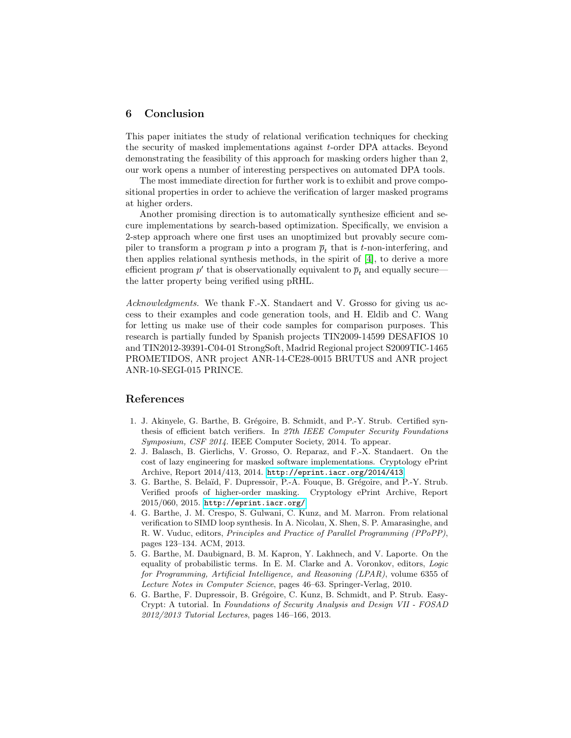## 6 Conclusion

This paper initiates the study of relational verification techniques for checking the security of masked implementations against $t$-order DPA attacks. Beyond demonstrating the feasibility of this approach for masking orders higher than 2, our work opens a number of interesting perspectives on automated DPA tools.

The most immediate direction for further work is to exhibit and prove compositional properties in order to achieve the verification of larger masked programs at higher orders.

Another promising direction is to automatically synthesize efficient and secure implementations by search-based optimization. Specifically, we envision a 2-step approach where one first uses an unoptimized but provably secure compiler to transform a program $p$ into a program $\overline{p}_t$ that is $t$-non-interfering, and then applies relational synthesis methods, in the spirit of [4], to derive a more efficient program $p'$ that is observationally equivalent to $\overline{p}_t$ and equally secure—the latter property being verified using pRHL.

*Acknowledgments.* We thank F.-X. Standaert and V. Grosso for giving us access to their examples and code generation tools, and H. Eldib and C. Wang for letting us make use of their code samples for comparison purposes. This research is partially funded by Spanish projects TIN2009-14599 DESAFIOS 10 and TIN2012-39391-C04-01 StrongSoft, Madrid Regional project S2009TIC-1465 PROMETIDOS, ANR project ANR-14-CE28-0015 BRUTUS and ANR project ANR-10-SEGI-015 PRINCE.

## References

1. J. Akinyele, G. Barthe, B. Grégoire, B. Schmidt, and P.-Y. Strub. Certified synthesis of efficient batch verifiers. In *27th IEEE Computer Security Foundations Symposium, CSF 2014*. IEEE Computer Society, 2014. To appear.
2. J. Balasch, B. Gierlichs, V. Grosso, O. Reparaz, and F.-X. Standaert. On the cost of lazy engineering for masked software implementations. Cryptology ePrint Archive, Report 2014/413, 2014. `http://eprint.iacr.org/2014/413`.
3. G. Barthe, S. Belaïd, F. Dupressoir, P.-A. Fouque, B. Grégoire, and P.-Y. Strub. Verified proofs of higher-order masking. Cryptology ePrint Archive, Report 2015/060, 2015. `http://eprint.iacr.org/`.
4. G. Barthe, J. M. Crespo, S. Gulwani, C. Kunz, and M. Marron. From relational verification to SIMD loop synthesis. In A. Nicolau, X. Shen, S. P. Amarasinghe, and R. W. Vuduc, editors, *Principles and Practice of Parallel Programming (PPoPP)*, pages 123–134. ACM, 2013.
5. G. Barthe, M. Daubignard, B. M. Kapron, Y. Lakhnech, and V. Laporte. On the equality of probabilistic terms. In E. M. Clarke and A. Voronkov, editors, *Logic for Programming, Artificial Intelligence, and Reasoning (LPAR)*, volume 6355 of *Lecture Notes in Computer Science*, pages 46–63. Springer-Verlag, 2010.
6. G. Barthe, F. Dupressoir, B. Grégoire, C. Kunz, B. Schmidt, and P. Strub. EasyCrypt: A tutorial. In *Foundations of Security Analysis and Design VII - FOSAD 2012/2013 Tutorial Lectures*, pages 146–166, 2013.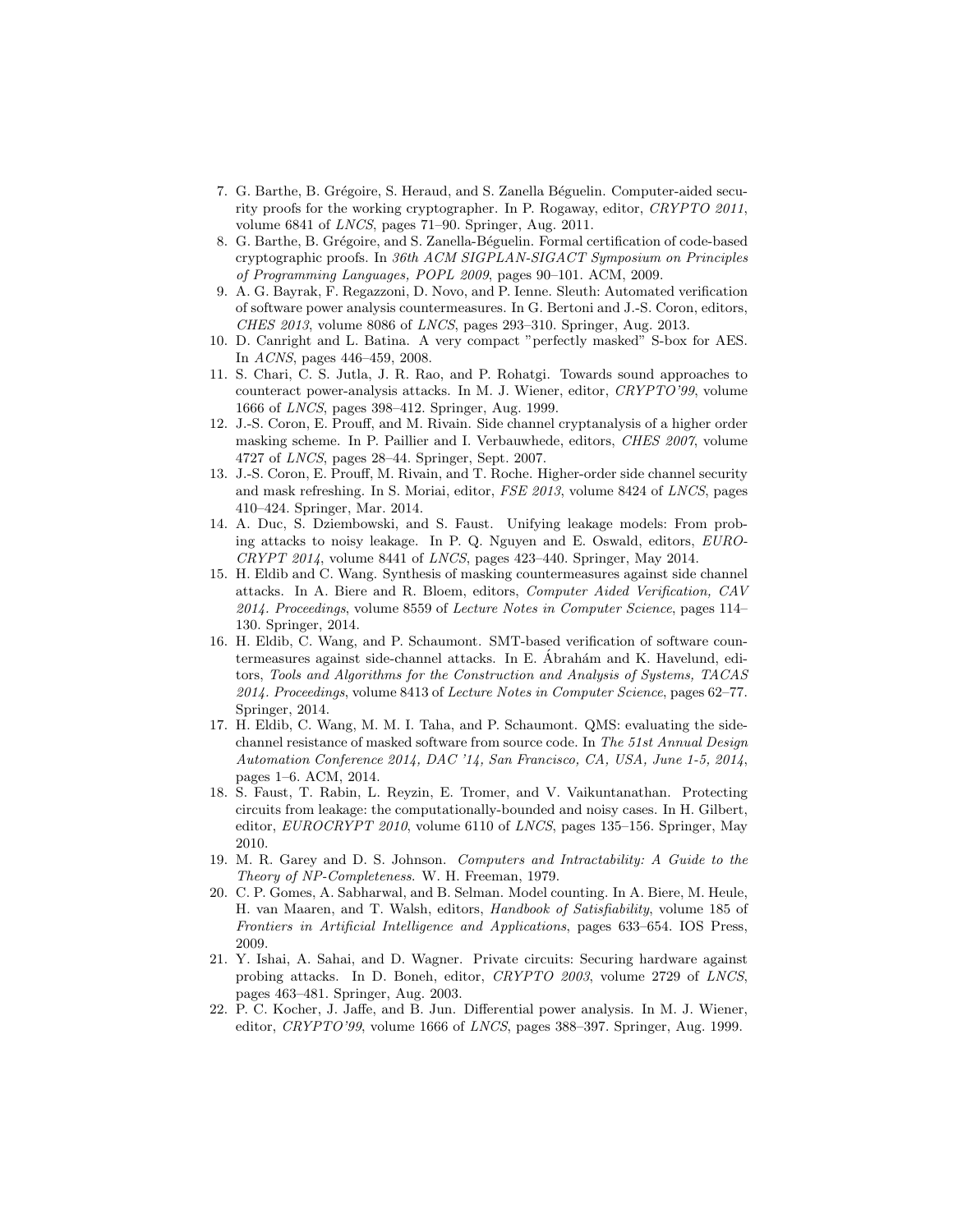7. G. Barthe, B. Grégoire, S. Heraud, and S. Zanella Béguelin. Computer-aided security proofs for the working cryptographer. In P. Rogaway, editor, *CRYPTO 2011*, volume 6841 of *LNCS*, pages 71–90. Springer, Aug. 2011.
8. G. Barthe, B. Grégoire, and S. Zanella-Béguelin. Formal certification of code-based cryptographic proofs. In *36th ACM SIGPLAN-SIGACT Symposium on Principles of Programming Languages, POPL 2009*, pages 90–101. ACM, 2009.
9. A. G. Bayrak, F. Regazzoni, D. Novo, and P. Ienne. Sleuth: Automated verification of software power analysis countermeasures. In G. Bertoni and J.-S. Coron, editors, *CHES 2013*, volume 8086 of *LNCS*, pages 293–310. Springer, Aug. 2013.
10. D. Canright and L. Batina. A very compact "perfectly masked" S-box for AES. In *ACNS*, pages 446–459, 2008.
11. S. Chari, C. S. Jutla, J. R. Rao, and P. Rohatgi. Towards sound approaches to counteract power-analysis attacks. In M. J. Wiener, editor, *CRYPTO'99*, volume 1666 of *LNCS*, pages 398–412. Springer, Aug. 1999.
12. J.-S. Coron, E. Prouff, and M. Rivain. Side channel cryptanalysis of a higher order masking scheme. In P. Paillier and I. Verbauwhede, editors, *CHES 2007*, volume 4727 of *LNCS*, pages 28–44. Springer, Sept. 2007.
13. J.-S. Coron, E. Prouff, M. Rivain, and T. Roche. Higher-order side channel security and mask refreshing. In S. Moriai, editor, *FSE 2013*, volume 8424 of *LNCS*, pages 410–424. Springer, Mar. 2014.
14. A. Duc, S. Dziembowski, and S. Faust. Unifying leakage models: From probing attacks to noisy leakage. In P. Q. Nguyen and E. Oswald, editors, *EUROCRYPT 2014*, volume 8441 of *LNCS*, pages 423–440. Springer, May 2014.
15. H. Eldib and C. Wang. Synthesis of masking countermeasures against side channel attacks. In A. Biere and R. Bloem, editors, *Computer Aided Verification, CAV 2014. Proceedings*, volume 8559 of *Lecture Notes in Computer Science*, pages 114–130. Springer, 2014.
16. H. Eldib, C. Wang, and P. Schaumont. SMT-based verification of software countermeasures against side-channel attacks. In E. Ábrahám and K. Havelund, editors, *Tools and Algorithms for the Construction and Analysis of Systems, TACAS 2014. Proceedings*, volume 8413 of *Lecture Notes in Computer Science*, pages 62–77. Springer, 2014.
17. H. Eldib, C. Wang, M. M. I. Taha, and P. Schaumont. QMS: evaluating the side-channel resistance of masked software from source code. In *The 51st Annual Design Automation Conference 2014, DAC '14, San Francisco, CA, USA, June 1-5, 2014*, pages 1–6. ACM, 2014.
18. S. Faust, T. Rabin, L. Reyzin, E. Tromer, and V. Vaikuntanathan. Protecting circuits from leakage: the computationally-bounded and noisy cases. In H. Gilbert, editor, *EUROCRYPT 2010*, volume 6110 of *LNCS*, pages 135–156. Springer, May 2010.
19. M. R. Garey and D. S. Johnson. *Computers and Intractability: A Guide to the Theory of NP-Completeness*. W. H. Freeman, 1979.
20. C. P. Gomes, A. Sabharwal, and B. Selman. Model counting. In A. Biere, M. Heule, H. van Maaren, and T. Walsh, editors, *Handbook of Satisfiability*, volume 185 of *Frontiers in Artificial Intelligence and Applications*, pages 633–654. IOS Press, 2009.
21. Y. Ishai, A. Sahai, and D. Wagner. Private circuits: Securing hardware against probing attacks. In D. Boneh, editor, *CRYPTO 2003*, volume 2729 of *LNCS*, pages 463–481. Springer, Aug. 2003.
22. P. C. Kocher, J. Jaffe, and B. Jun. Differential power analysis. In M. J. Wiener, editor, *CRYPTO'99*, volume 1666 of *LNCS*, pages 388–397. Springer, Aug. 1999.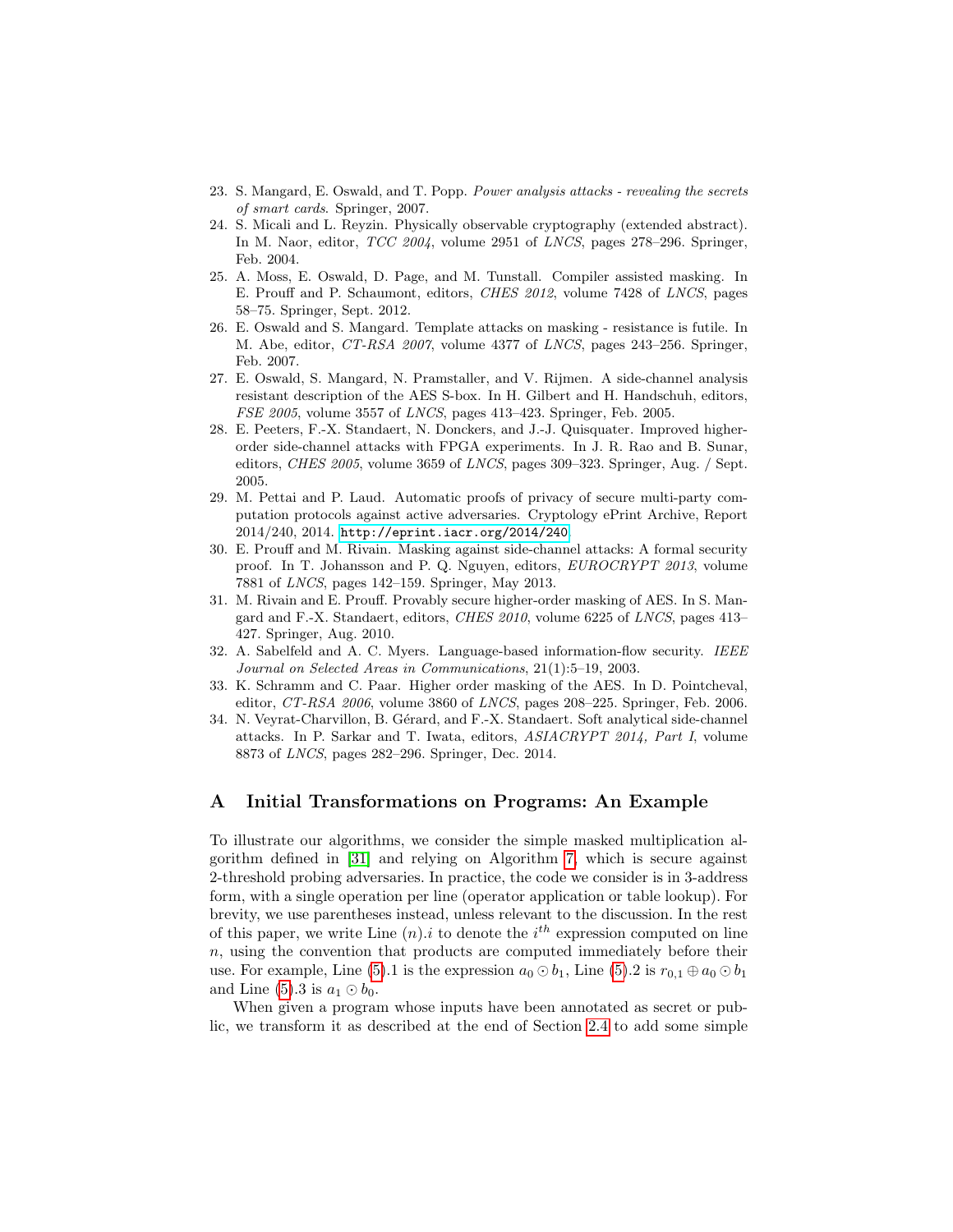23. S. Mangard, E. Oswald, and T. Popp. *Power analysis attacks - revealing the secrets of smart cards*. Springer, 2007.
24. S. Micali and L. Reyzin. Physically observable cryptography (extended abstract). In M. Naor, editor, *TCC 2004*, volume 2951 of *LNCS*, pages 278–296. Springer, Feb. 2004.
25. A. Moss, E. Oswald, D. Page, and M. Tunstall. Compiler assisted masking. In E. Prouff and P. Schaumont, editors, *CHES 2012*, volume 7428 of *LNCS*, pages 58–75. Springer, Sept. 2012.
26. E. Oswald and S. Mangard. Template attacks on masking - resistance is futile. In M. Abe, editor, *CT-RSA 2007*, volume 4377 of *LNCS*, pages 243–256. Springer, Feb. 2007.
27. E. Oswald, S. Mangard, N. Pramstaller, and V. Rijmen. A side-channel analysis resistant description of the AES S-box. In H. Gilbert and H. Handschuh, editors, *FSE 2005*, volume 3557 of *LNCS*, pages 413–423. Springer, Feb. 2005.
28. E. Peeters, F.-X. Standaert, N. Donckers, and J.-J. Quisquater. Improved higher-order side-channel attacks with FPGA experiments. In J. R. Rao and B. Sunar, editors, *CHES 2005*, volume 3659 of *LNCS*, pages 309–323. Springer, Aug. / Sept. 2005.
29. M. Pettai and P. Laud. Automatic proofs of privacy of secure multi-party computation protocols against active adversaries. Cryptology ePrint Archive, Report 2014/240, 2014. `http://eprint.iacr.org/2014/240`.
30. E. Prouff and M. Rivain. Masking against side-channel attacks: A formal security proof. In T. Johansson and P. Q. Nguyen, editors, *EUROCRYPT 2013*, volume 7881 of *LNCS*, pages 142–159. Springer, May 2013.
31. M. Rivain and E. Prouff. Provably secure higher-order masking of AES. In S. Mangard and F.-X. Standaert, editors, *CHES 2010*, volume 6225 of *LNCS*, pages 413–427. Springer, Aug. 2010.
32. A. Sabelfeld and A. C. Myers. Language-based information-flow security. *IEEE Journal on Selected Areas in Communications*, 21(1):5–19, 2003.
33. K. Schramm and C. Paar. Higher order masking of the AES. In D. Pointcheval, editor, *CT-RSA 2006*, volume 3860 of *LNCS*, pages 208–225. Springer, Feb. 2006.
34. N. Veyrat-Charvillon, B. Gérard, and F.-X. Standaert. Soft analytical side-channel attacks. In P. Sarkar and T. Iwata, editors, *ASIACRYPT 2014, Part I*, volume 8873 of *LNCS*, pages 282–296. Springer, Dec. 2014.

## A Initial Transformations on Programs: An Example

To illustrate our algorithms, we consider the simple masked multiplication algorithm defined in [31] and relying on Algorithm 7, which is secure against 2-threshold probing adversaries. In practice, the code we consider is in 3-address form, with a single operation per line (operator application or table lookup). For brevity, we use parentheses instead, unless relevant to the discussion. In the rest of this paper, we write Line $(n).i$ to denote the $i^{th}$ expression computed on line $n$, using the convention that products are computed immediately before their use. For example, Line (5).1 is the expression $a_0 \odot b_1$, Line (5).2 is $r_{0,1} \oplus a_0 \odot b_1$ and Line (5).3 is $a_1 \odot b_0$.

When given a program whose inputs have been annotated as secret or public, we transform it as described at the end of Section 2.4 to add some simple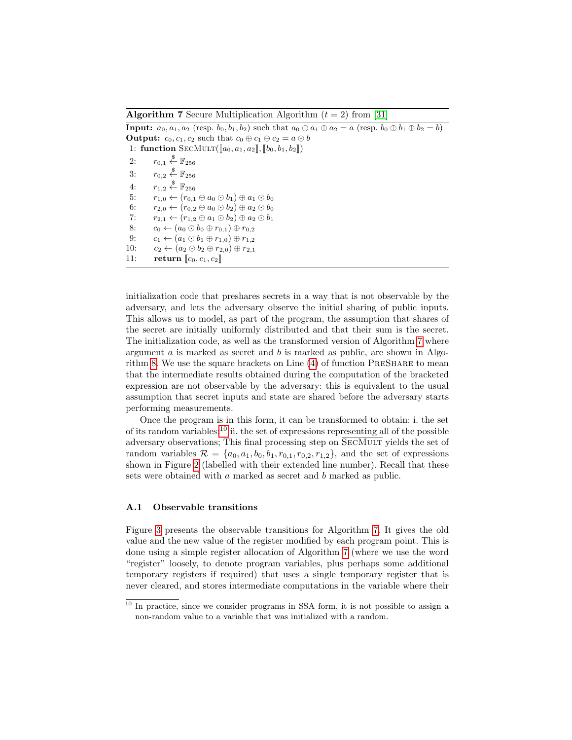**Algorithm 7** Secure Multiplication Algorithm ($t = 2$) from [31]

**Input:** $a_0, a_1, a_2$ (resp. $b_0, b_1, b_2$) such that $a_0 \oplus a_1 \oplus a_2 = a$ (resp. $b_0 \oplus b_1 \oplus b_2 = b$)
**Output:** $c_0, c_1, c_2$ such that $c_0 \oplus c_1 \oplus c_2 = a \odot b$

```
 1: function SecMult([[a0, a1, a2]], [[b0, b1, b2]])
 2:     r_{0,1} <-$ F_256
 3:     r_{0,2} <-$ F_256
 4:     r_{1,2} <-$ F_256
 5:     r_{1,0} <- (r_{0,1} ⊕ a0 ⊙ b1) ⊕ a1 ⊙ b0
 6:     r_{2,0} <- (r_{0,2} ⊕ a0 ⊙ b2) ⊕ a2 ⊙ b0
 7:     r_{2,1} <- (r_{1,2} ⊕ a1 ⊙ b2) ⊕ a2 ⊙ b1
 8:     c0 <- (a0 ⊙ b0 ⊕ r_{0,1}) ⊕ r_{0,2}
 9:     c1 <- (a1 ⊙ b1 ⊕ r_{1,0}) ⊕ r_{1,2}
10:     c2 <- (a2 ⊙ b2 ⊕ r_{2,0}) ⊕ r_{2,1}
11:     return [[c0, c1, c2]]
```

initialization code that preshares secrets in a way that is not observable by the adversary, and lets the adversary observe the initial sharing of public inputs. This allows us to model, as part of the program, the assumption that shares of the secret are initially uniformly distributed and that their sum is the secret. The initialization code, as well as the transformed version of Algorithm 7 where argument $a$ is marked as secret and $b$ is marked as public, are shown in Algorithm 8. We use the square brackets on Line (4) of function PreShare to mean that the intermediate results obtained during the computation of the bracketed expression are not observable by the adversary: this is equivalent to the usual assumption that secret inputs and state are shared before the adversary starts performing measurements.

Once the program is in this form, it can be transformed to obtain: i. the set of its random variables;[10] ii. the set of expressions representing all of the possible adversary observations; This final processing step on SecMult yields the set of random variables $\mathcal{R} = \{a_0, a_1, b_0, b_1, r_{0,1}, r_{0,2}, r_{1,2}\}$, and the set of expressions shown in Figure 2 (labelled with their extended line number). Recall that these sets were obtained with $a$ marked as secret and $b$ marked as public.

### A.1 Observable transitions

Figure 3 presents the observable transitions for Algorithm 7. It gives the old value and the new value of the register modified by each program point. This is done using a simple register allocation of Algorithm 7 (where we use the word "register" loosely, to denote program variables, plus perhaps some additional temporary registers if required) that uses a single temporary register that is never cleared, and stores intermediate computations in the variable where their

[10] In practice, since we consider programs in SSA form, it is not possible to assign a non-random value to a variable that was initialized with a random.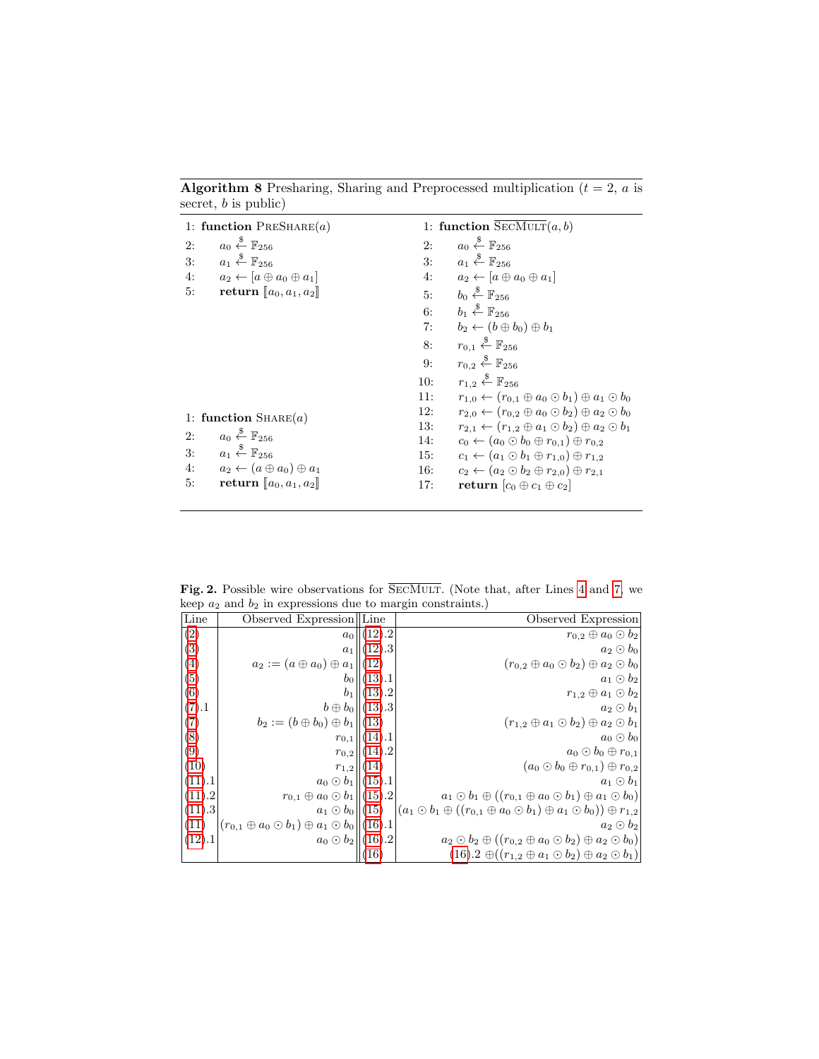**Algorithm 8** Presharing, Sharing and Preprocessed multiplication ($t = 2$, $a$ is secret, $b$ is public)

```
1: function PreShare(a)
2:     a_0 ←$ F_256
3:     a_1 ←$ F_256
4:     a_2 ← [a ⊕ a_0 ⊕ a_1]
5:     return ⟦a_0, a_1, a_2⟧

1: function Share(a)
2:     a_0 ←$ F_256
3:     a_1 ←$ F_256
4:     a_2 ← (a ⊕ a_0) ⊕ a_1
5:     return ⟦a_0, a_1, a_2⟧
```

```
1: function SecMult‾(a, b)
2:     a_0 ←$ F_256
3:     a_1 ←$ F_256
4:     a_2 ← [a ⊕ a_0 ⊕ a_1]
5:     b_0 ←$ F_256
6:     b_1 ←$ F_256
7:     b_2 ← (b ⊕ b_0) ⊕ b_1
8:     r_{0,1} ←$ F_256
9:     r_{0,2} ←$ F_256
10:    r_{1,2} ←$ F_256
11:    r_{1,0} ← (r_{0,1} ⊕ a_0 ⊙ b_1) ⊕ a_1 ⊙ b_0
12:    r_{2,0} ← (r_{0,2} ⊕ a_0 ⊙ b_2) ⊕ a_2 ⊙ b_0
13:    r_{2,1} ← (r_{1,2} ⊕ a_1 ⊙ b_2) ⊕ a_2 ⊙ b_1
14:    c_0 ← (a_0 ⊙ b_0 ⊕ r_{0,1}) ⊕ r_{0,2}
15:    c_1 ← (a_1 ⊙ b_1 ⊕ r_{1,0}) ⊕ r_{1,2}
16:    c_2 ← (a_2 ⊙ b_2 ⊕ r_{2,0}) ⊕ r_{2,1}
17:    return [c_0 ⊕ c_1 ⊕ c_2]
```

**Fig. 2.** Possible wire observations for $\overline{\text{SecMult}}$. (Note that, after Lines 4 and 7, we keep $a_2$ and $b_2$ in expressions due to margin constraints.)

| Line | Observed Expression | Line | Observed Expression |
|---|---|---|---|
| (2) | $a_0$ | (12).2 | $r_{0,2} \oplus a_0 \odot b_2$ |
| (3) | $a_1$ | (12).3 | $a_2 \odot b_0$ |
| (4) | $a_2 := (a \oplus a_0) \oplus a_1$ | (12) | $(r_{0,2} \oplus a_0 \odot b_2) \oplus a_2 \odot b_0$ |
| (5) | $b_0$ | (13).1 | $a_1 \odot b_2$ |
| (6) | $b_1$ | (13).2 | $r_{1,2} \oplus a_1 \odot b_2$ |
| (7).1 | $b \oplus b_0$ | (13).3 | $a_2 \odot b_1$ |
| (7) | $b_2 := (b \oplus b_0) \oplus b_1$ | (13) | $(r_{1,2} \oplus a_1 \odot b_2) \oplus a_2 \odot b_1$ |
| (8) | $r_{0,1}$ | (14).1 | $a_0 \odot b_0$ |
| (9) | $r_{0,2}$ | (14).2 | $a_0 \odot b_0 \oplus r_{0,1}$ |
| (10) | $r_{1,2}$ | (14) | $(a_0 \odot b_0 \oplus r_{0,1}) \oplus r_{0,2}$ |
| (11).1 | $a_0 \odot b_1$ | (15).1 | $a_1 \odot b_1$ |
| (11).2 | $r_{0,1} \oplus a_0 \odot b_1$ | (15).2 | $a_1 \odot b_1 \oplus ((r_{0,1} \oplus a_0 \odot b_1) \oplus a_1 \odot b_0)$ |
| (11).3 | $a_1 \odot b_0$ | (15) | $(a_1 \odot b_1 \oplus ((r_{0,1} \oplus a_0 \odot b_1) \oplus a_1 \odot b_0)) \oplus r_{1,2}$ |
| (11) | $(r_{0,1} \oplus a_0 \odot b_1) \oplus a_1 \odot b_0$ | (16).1 | $a_2 \odot b_2$ |
| (12).1 | $a_0 \odot b_2$ | (16).2 | $a_2 \odot b_2 \oplus ((r_{0,2} \oplus a_0 \odot b_2) \oplus a_2 \odot b_0)$ |
| | | (16) | (16).2 $\oplus ((r_{1,2} \oplus a_1 \odot b_2) \oplus a_2 \odot b_1)$ |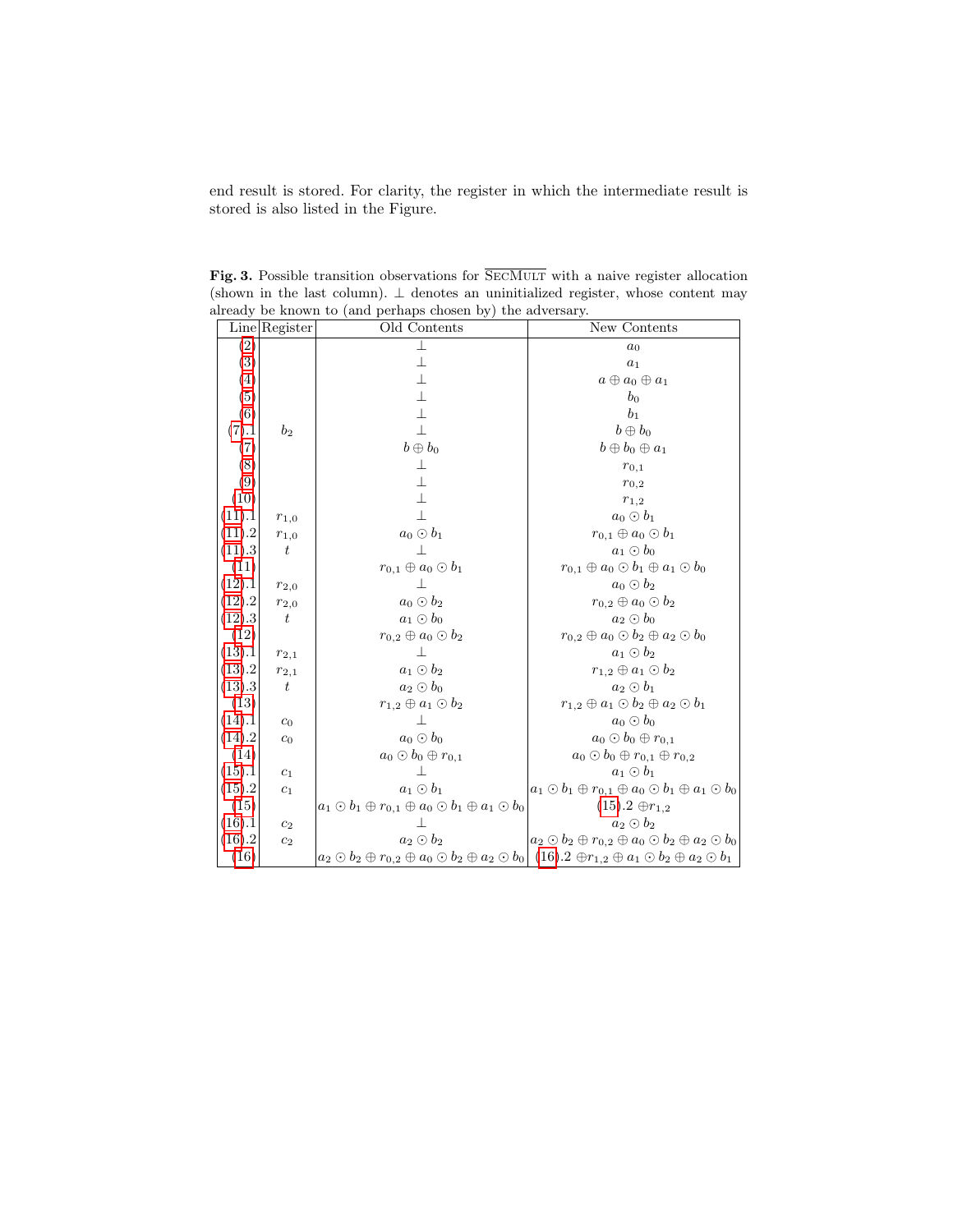end result is stored. For clarity, the register in which the intermediate result is stored is also listed in the Figure.

**Fig. 3.** Possible transition observations for $\overline{\text{SECMULT}}$ with a naive register allocation (shown in the last column). $\perp$ denotes an uninitialized register, whose content may already be known to (and perhaps chosen by) the adversary.

| Line | Register | Old Contents | New Contents |
|---|---|---|---|
| (2) | | $\perp$ | $a_0$ |
| (3) | | $\perp$ | $a_1$ |
| (4) | | $\perp$ | $a \oplus a_0 \oplus a_1$ |
| (5) | | $\perp$ | $b_0$ |
| (6) | | $\perp$ | $b_1$ |
| (7).1 | $b_2$ | $\perp$ | $b \oplus b_0$ |
| (7) | | $b \oplus b_0$ | $b \oplus b_0 \oplus a_1$ |
| (8) | | $\perp$ | $r_{0,1}$ |
| (9) | | $\perp$ | $r_{0,2}$ |
| (10) | | $\perp$ | $r_{1,2}$ |
| (11).1 | $r_{1,0}$ | $\perp$ | $a_0 \odot b_1$ |
| (11).2 | $r_{1,0}$ | $a_0 \odot b_1$ | $r_{0,1} \oplus a_0 \odot b_1$ |
| (11).3 | $t$ | $\perp$ | $a_1 \odot b_0$ |
| (11) | | $r_{0,1} \oplus a_0 \odot b_1$ | $r_{0,1} \oplus a_0 \odot b_1 \oplus a_1 \odot b_0$ |
| (12).1 | $r_{2,0}$ | $\perp$ | $a_0 \odot b_2$ |
| (12).2 | $r_{2,0}$ | $a_0 \odot b_2$ | $r_{0,2} \oplus a_0 \odot b_2$ |
| (12).3 | $t$ | $a_1 \odot b_0$ | $a_2 \odot b_0$ |
| (12) | | $r_{0,2} \oplus a_0 \odot b_2$ | $r_{0,2} \oplus a_0 \odot b_2 \oplus a_2 \odot b_0$ |
| (13).1 | $r_{2,1}$ | $\perp$ | $a_1 \odot b_2$ |
| (13).2 | $r_{2,1}$ | $a_1 \odot b_2$ | $r_{1,2} \oplus a_1 \odot b_2$ |
| (13).3 | $t$ | $a_2 \odot b_0$ | $a_2 \odot b_1$ |
| (13) | | $r_{1,2} \oplus a_1 \odot b_2$ | $r_{1,2} \oplus a_1 \odot b_2 \oplus a_2 \odot b_1$ |
| (14).1 | $c_0$ | $\perp$ | $a_0 \odot b_0$ |
| (14).2 | $c_0$ | $a_0 \odot b_0$ | $a_0 \odot b_0 \oplus r_{0,1}$ |
| (14) | | $a_0 \odot b_0 \oplus r_{0,1}$ | $a_0 \odot b_0 \oplus r_{0,1} \oplus r_{0,2}$ |
| (15).1 | $c_1$ | $\perp$ | $a_1 \odot b_1$ |
| (15).2 | $c_1$ | $a_1 \odot b_1$ | $a_1 \odot b_1 \oplus r_{0,1} \oplus a_0 \odot b_1 \oplus a_1 \odot b_0$ |
| (15) | | $a_1 \odot b_1 \oplus r_{0,1} \oplus a_0 \odot b_1 \oplus a_1 \odot b_0$ | (15).2 $\oplus r_{1,2}$ |
| (16).1 | $c_2$ | $\perp$ | $a_2 \odot b_2$ |
| (16).2 | $c_2$ | $a_2 \odot b_2$ | $a_2 \odot b_2 \oplus r_{0,2} \oplus a_0 \odot b_2 \oplus a_2 \odot b_0$ |
| (16) | | $a_2 \odot b_2 \oplus r_{0,2} \oplus a_0 \odot b_2 \oplus a_2 \odot b_0$ | (16).2 $\oplus r_{1,2} \oplus a_1 \odot b_2 \oplus a_2 \odot b_1$ |